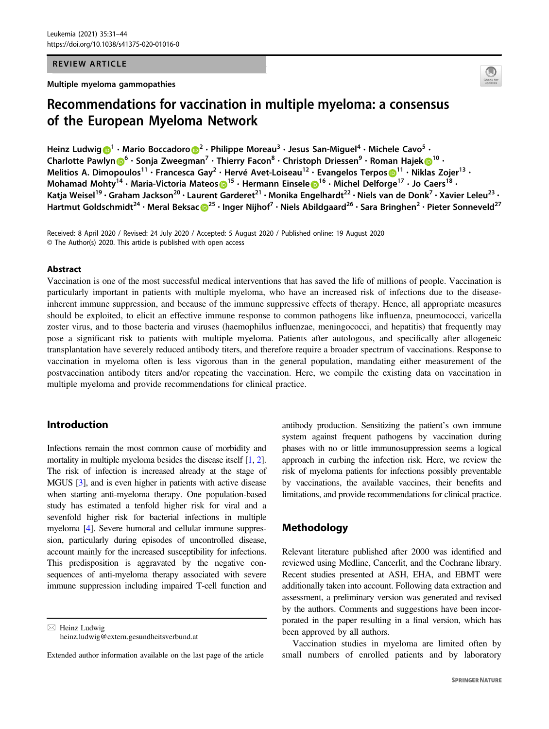REVIEW ARTICLE

Multiple myeloma gammopathies

# Recommendations for vaccination in multiple myeloma: a consensus of the European Myeloma Network

Heinz Ludwig[1] · Mario Boccadoro[2] · Philippe Moreau[3] · Jesus San-Miguel[4] · Michele Cavo[5] · Charlotte Pawlyn[6] · Sonja Zweegman[7] · Thierry Facon[8] · Christoph Driessen[9] · Roman Hajek[10] · Melitios A. Dimopoulos[11] · Francesca Gay[2] · Hervé Avet-Loiseau[12] · Evangelos Terpos[11] · Niklas Zojer[13] · Mohamad Mohty[14] · Maria-Victoria Mateos[15] · Hermann Einsele[16] · Michel Delforge[17] · Jo Caers[18] · Katja Weisel[19] · Graham Jackson[20] · Laurent Garderet[21] · Monika Engelhardt[22] · Niels van de Donk[7] · Xavier Leleu[23] · Hartmut Goldschmidt[24] · Meral Beksac[25] · Inger Nijhof[7] · Niels Abildgaard[26] · Sara Bringhen[2] · Pieter Sonneveld[27]

Received: 8 April 2020 / Revised: 24 July 2020 / Accepted: 5 August 2020 / Published online: 19 August 2020
© The Author(s) 2020. This article is published with open access

## Abstract

Vaccination is one of the most successful medical interventions that has saved the life of millions of people. Vaccination is particularly important in patients with multiple myeloma, who have an increased risk of infections due to the disease-inherent immune suppression, and because of the immune suppressive effects of therapy. Hence, all appropriate measures should be exploited, to elicit an effective immune response to common pathogens like influenza, pneumococci, varicella zoster virus, and to those bacteria and viruses (haemophilus influenzae, meningococci, and hepatitis) that frequently may pose a significant risk to patients with multiple myeloma. Patients after autologous, and specifically after allogeneic transplantation have severely reduced antibody titers, and therefore require a broader spectrum of vaccinations. Response to vaccination in myeloma often is less vigorous than in the general population, mandating either measurement of the postvaccination antibody titers and/or repeating the vaccination. Here, we compile the existing data on vaccination in multiple myeloma and provide recommendations for clinical practice.

## Introduction

Infections remain the most common cause of morbidity and mortality in multiple myeloma besides the disease itself [1, 2]. The risk of infection is increased already at the stage of MGUS [3], and is even higher in patients with active disease when starting anti-myeloma therapy. One population-based study has estimated a tenfold higher risk for viral and a sevenfold higher risk for bacterial infections in multiple myeloma [4]. Severe humoral and cellular immune suppression, particularly during episodes of uncontrolled disease, account mainly for the increased susceptibility for infections. This predisposition is aggravated by the negative consequences of anti-myeloma therapy associated with severe immune suppression including impaired T-cell function and antibody production. Sensitizing the patient's own immune system against frequent pathogens by vaccination during phases with no or little immunosuppression seems a logical approach in curbing the infection risk. Here, we review the risk of myeloma patients for infections possibly preventable by vaccinations, the available vaccines, their benefits and limitations, and provide recommendations for clinical practice.

## Methodology

Relevant literature published after 2000 was identified and reviewed using Medline, Cancerlit, and the Cochrane library. Recent studies presented at ASH, EHA, and EBMT were additionally taken into account. Following data extraction and assessment, a preliminary version was generated and revised by the authors. Comments and suggestions have been incorporated in the paper resulting in a final version, which has been approved by all authors.

Vaccination studies in myeloma are limited often by small numbers of enrolled patients and by laboratory

---

✉ Heinz Ludwig
heinz.ludwig@extern.gesundheitsverbund.at

Extended author information available on the last page of the article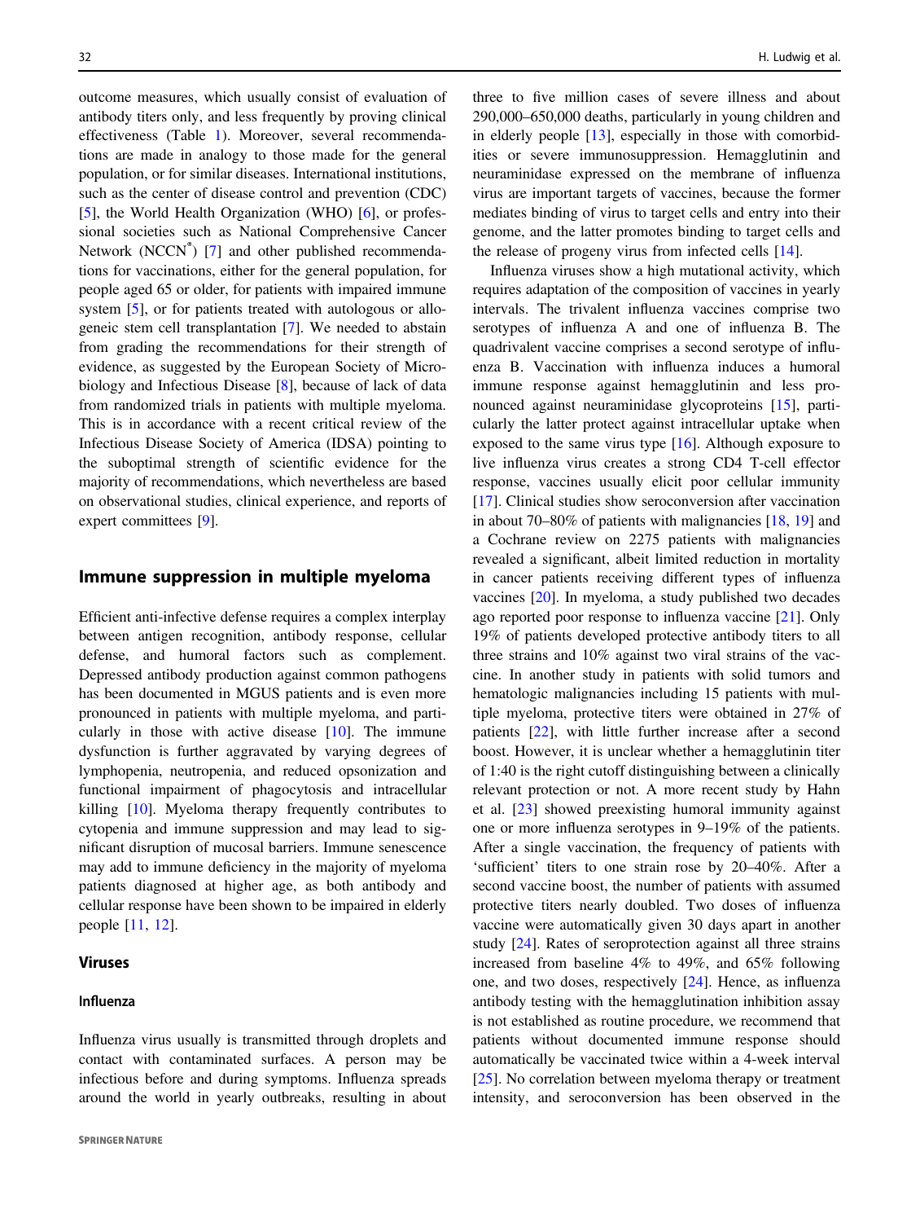outcome measures, which usually consist of evaluation of antibody titers only, and less frequently by proving clinical effectiveness (Table 1). Moreover, several recommendations are made in analogy to those made for the general population, or for similar diseases. International institutions, such as the center of disease control and prevention (CDC) [5], the World Health Organization (WHO) [6], or professional societies such as National Comprehensive Cancer Network (NCCN®) [7] and other published recommendations for vaccinations, either for the general population, for people aged 65 or older, for patients with impaired immune system [5], or for patients treated with autologous or allogeneic stem cell transplantation [7]. We needed to abstain from grading the recommendations for their strength of evidence, as suggested by the European Society of Microbiology and Infectious Disease [8], because of lack of data from randomized trials in patients with multiple myeloma. This is in accordance with a recent critical review of the Infectious Disease Society of America (IDSA) pointing to the suboptimal strength of scientific evidence for the majority of recommendations, which nevertheless are based on observational studies, clinical experience, and reports of expert committees [9].

## Immune suppression in multiple myeloma

Efficient anti-infective defense requires a complex interplay between antigen recognition, antibody response, cellular defense, and humoral factors such as complement. Depressed antibody production against common pathogens has been documented in MGUS patients and is even more pronounced in patients with multiple myeloma, and particularly in those with active disease [10]. The immune dysfunction is further aggravated by varying degrees of lymphopenia, neutropenia, and reduced opsonization and functional impairment of phagocytosis and intracellular killing [10]. Myeloma therapy frequently contributes to cytopenia and immune suppression and may lead to significant disruption of mucosal barriers. Immune senescence may add to immune deficiency in the majority of myeloma patients diagnosed at higher age, as both antibody and cellular response have been shown to be impaired in elderly people [11, 12].

## Viruses

### Influenza

Influenza virus usually is transmitted through droplets and contact with contaminated surfaces. A person may be infectious before and during symptoms. Influenza spreads around the world in yearly outbreaks, resulting in about three to five million cases of severe illness and about 290,000–650,000 deaths, particularly in young children and in elderly people [13], especially in those with comorbidities or severe immunosuppression. Hemagglutinin and neuraminidase expressed on the membrane of influenza virus are important targets of vaccines, because the former mediates binding of virus to target cells and entry into their genome, and the latter promotes binding to target cells and the release of progeny virus from infected cells [14].

Influenza viruses show a high mutational activity, which requires adaptation of the composition of vaccines in yearly intervals. The trivalent influenza vaccines comprise two serotypes of influenza A and one of influenza B. The quadrivalent vaccine comprises a second serotype of influenza B. Vaccination with influenza induces a humoral immune response against hemagglutinin and less pronounced against neuraminidase glycoproteins [15], particularly the latter protect against intracellular uptake when exposed to the same virus type [16]. Although exposure to live influenza virus creates a strong CD4 T-cell effector response, vaccines usually elicit poor cellular immunity [17]. Clinical studies show seroconversion after vaccination in about 70–80% of patients with malignancies [18, 19] and a Cochrane review on 2275 patients with malignancies revealed a significant, albeit limited reduction in mortality in cancer patients receiving different types of influenza vaccines [20]. In myeloma, a study published two decades ago reported poor response to influenza vaccine [21]. Only 19% of patients developed protective antibody titers to all three strains and 10% against two viral strains of the vaccine. In another study in patients with solid tumors and hematologic malignancies including 15 patients with multiple myeloma, protective titers were obtained in 27% of patients [22], with little further increase after a second boost. However, it is unclear whether a hemagglutinin titer of 1:40 is the right cutoff distinguishing between a clinically relevant protection or not. A more recent study by Hahn et al. [23] showed preexisting humoral immunity against one or more influenza serotypes in 9–19% of the patients. After a single vaccination, the frequency of patients with 'sufficient' titers to one strain rose by 20–40%. After a second vaccine boost, the number of patients with assumed protective titers nearly doubled. Two doses of influenza vaccine were automatically given 30 days apart in another study [24]. Rates of seroprotection against all three strains increased from baseline 4% to 49%, and 65% following one, and two doses, respectively [24]. Hence, as influenza antibody testing with the hemagglutination inhibition assay is not established as routine procedure, we recommend that patients without documented immune response should automatically be vaccinated twice within a 4-week interval [25]. No correlation between myeloma therapy or treatment intensity, and seroconversion has been observed in the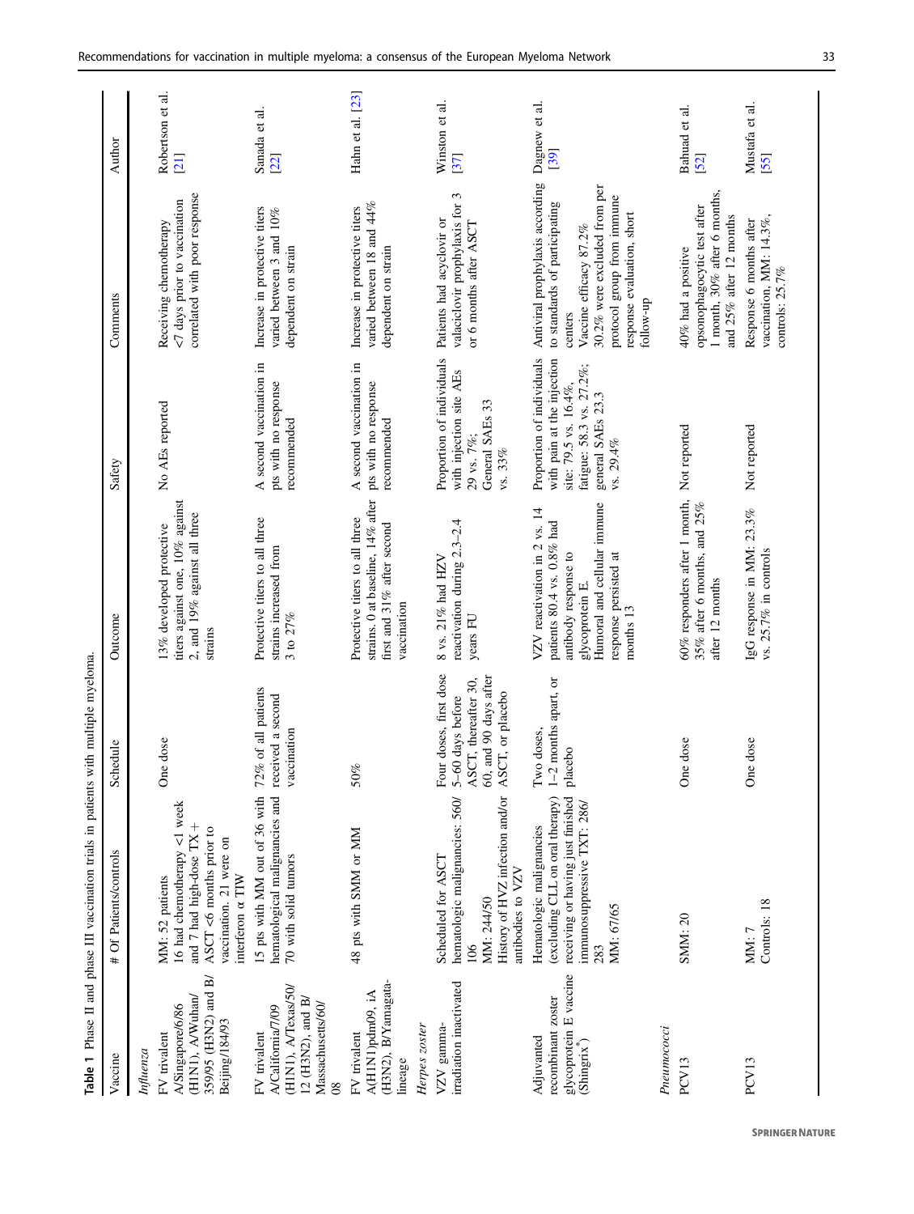**Table 1** Phase II and phase III vaccination trials in patients with multiple myeloma.

| Vaccine | # Of Patients/controls | Schedule | Outcome | Safety | Comments | Author |
|---|---|---|---|---|---|---|
| *Influenza* | | | | | | |
| FV trivalent A/Singapore/6/86 (H1N1), A/Wuhan/359/95 (H3N2) and B/Beijing/184/93 | MM: 52 patients 16 had chemotherapy <1 week and 7 had high-dose TX + ASCT <6 months prior to vaccination. 21 were on interferon α TIW | One dose | 13% developed protective titers against one, 10% against 2, and 19% against all three strains | No AEs reported | Receiving chemotherapy <7 days prior to vaccination correlated with poor response | Robertson et al. [21] |
| FV trivalent A/California/7/09 (H1N1), A/Texas/50/12 (H3N2), and B/Massachusetts/60/08 | 15 pts with MM out of 36 with hematological malignancies and 70 with solid tumors | 72% of all patients received a second vaccination | Protective titers to all three strains increased from 3 to 27% | A second vaccination in pts with no response recommended | Increase in protective titers varied between 3 and 10% dependent on strain | Sanada et al. [22] |
| FV trivalent A(H1N1)pdm09, iA (H3N2), B/Yamagata-lineage | 48 pts with SMM or MM | 50% | Protective titers to all three strains. 0 at baseline, 14% after first and 31% after second vaccination | A second vaccination in pts with no response recommended | Increase in protective titers varied between 18 and 44% dependent on strain | Hahn et al. [23] |
| *Herpes zoster* | | | | | | |
| VZV gamma-irradiation inactivated | Scheduled for ASCT hematologic malignancies: 560/106 MM: 244/50 History of HVZ infection and/or antibodies to VZV | Four doses, first dose 5–60 days before ASCT, thereafter 30, 60, and 90 days after ASCT, or placebo | 8 vs. 21% had HZV reactivation during 2.3–2.4 years FU | Proportion of individuals with injection site AEs 29 vs. 7%; General SAEs 33 vs. 33% | Patients had acyclovir or valaciclovir prophylaxis for 3 or 6 months after ASCT | Winston et al. [37] |
| Adjuvanted recombinant zoster glycoprotein E vaccine (Shingrix®) | Hematologic malignancies (excluding CLL on oral therapy) receiving or having just finished immunosuppressive TXT: 286/283 MM: 67/65 | Two doses, 1–2 months apart, or placebo | VZV reactivation in 2 vs. 14 patients 80.4 vs. 0.8% had antibody response to glycoprotein E. Humoral and cellular immune response persisted at months 13 | Proportion of individuals with pain at the injection site: 79.5 vs. 16.4%, fatigue: 58.3 vs. 27.2%; general SAEs 23.3 vs. 29.4% | Antiviral prophylaxis according to standards of participating centers Vaccine efficacy 87.2% 30.2% were excluded from per protocol group from immune response evaluation, short follow-up | Dagnew et al. [39] |
| *Pneumococci* | | | | | | |
| PCV13 | SMM: 20 | One dose | 60% responders after 1 month, 35% after 6 months, and 25% after 12 months | Not reported | 40% had a positive opsonophagocytic test after 1 month, 30% after 6 months, and 25% after 12 months | Bahuad et al. [52] |
| PCV13 | MM: 7 Controls: 18 | One dose | IgG response in MM: 23.3% vs. 25.7% in controls | Not reported | Response 6 months after vaccination, MM: 14.3%, controls: 25.7% | Mustafa et al. [55] |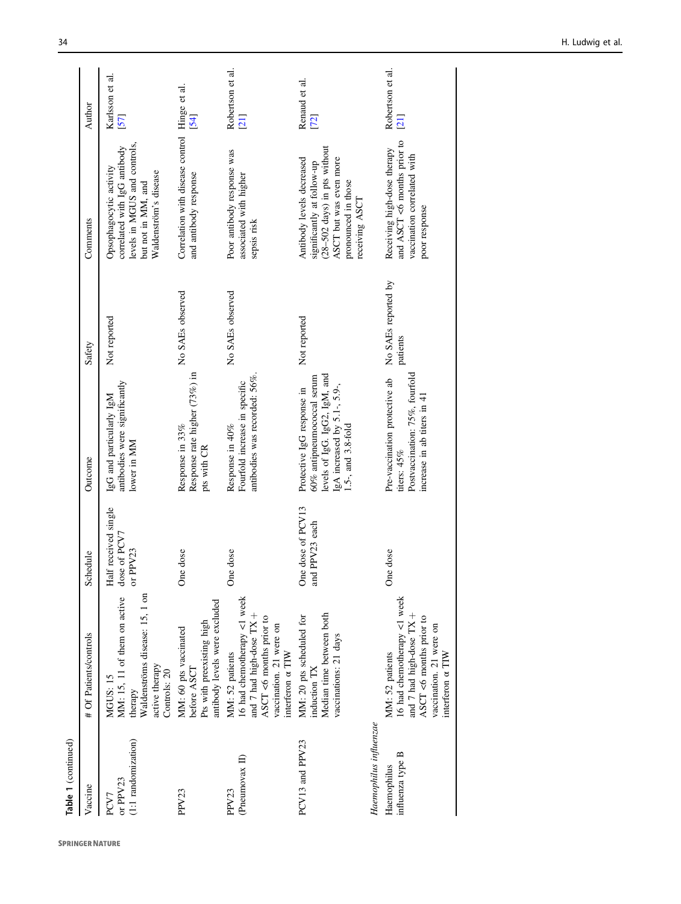**Table 1** (continued)

| Vaccine | # Of Patients/controls | Schedule | Outcome | Safety | Comments | Author |
|---|---|---|---|---|---|---|
| PCV7 or PPV23 (1:1 randomization) | MGUS: 15<br>MM: 15, 11 of them on active therapy<br>Waldenströms disease: 15, 1 on active therapy<br>Controls: 20 | Half received single dose of PCV7 or PPV23 | IgG and particularly IgM antibodies were significantly lower in MM | Not reported | Opsophagocytic activity correlated with IgG antibody levels in MGUS and controls, but not in MM, and Waldenström's disease | Karlsson et al. [57] |
| PPV23 | MM: 60 pts vaccinated before ASCT<br>Pts with preexisting high antibody levels were excluded | One dose | Response in 33%<br>Response rate higher (73%) in pts with CR | No SAEs observed | Correlation with disease control and antibody response | Hinge et al. [54] |
| PPV23 (Pneumovax II) | MM: 52 patients<br>16 had chemotherapy <1 week and 7 had high-dose TX + ASCT <6 months prior to vaccination. 21 were on interferon α TIW | One dose | Response in 40%<br>Fourfold increase in specific antibodies was recorded: 56%. | No SAEs observed | Poor antibody response was associated with higher sepsis risk | Robertson et al. [21] |
| PCV13 and PPV23 | MM: 20 pts scheduled for induction TX<br>Median time between both vaccinations: 21 days | One dose of PCV13 and PPV23 each | Protective IgG response in 60% antipneumococcal serum levels of IgG, IgG2, IgM, and IgA increased by 5.1-, 5.9-, 1.5-, and 3.8-fold | Not reported | Antibody levels decreased significantly at follow-up (28–502 days) in pts without ASCT but was even more pronounced in those receiving ASCT | Renaud et al. [72] |
| *Haemophilus influenzae* | | | | | | |
| Haemophilus influenza type B | MM: 52 patients<br>16 had chemotherapy <1 week and 7 had high-dose TX + ASCT <6 months prior to vaccination. 21 were on interferon α TIW | One dose | Pre-vaccination protective ab titers: 45%<br>Postvaccination: 75%, fourfold increase in ab titers in 41 | No SAEs reported by patients | Receiving high-dose therapy and ASCT <6 months prior to vaccination correlated with poor response | Robertson et al. [21] |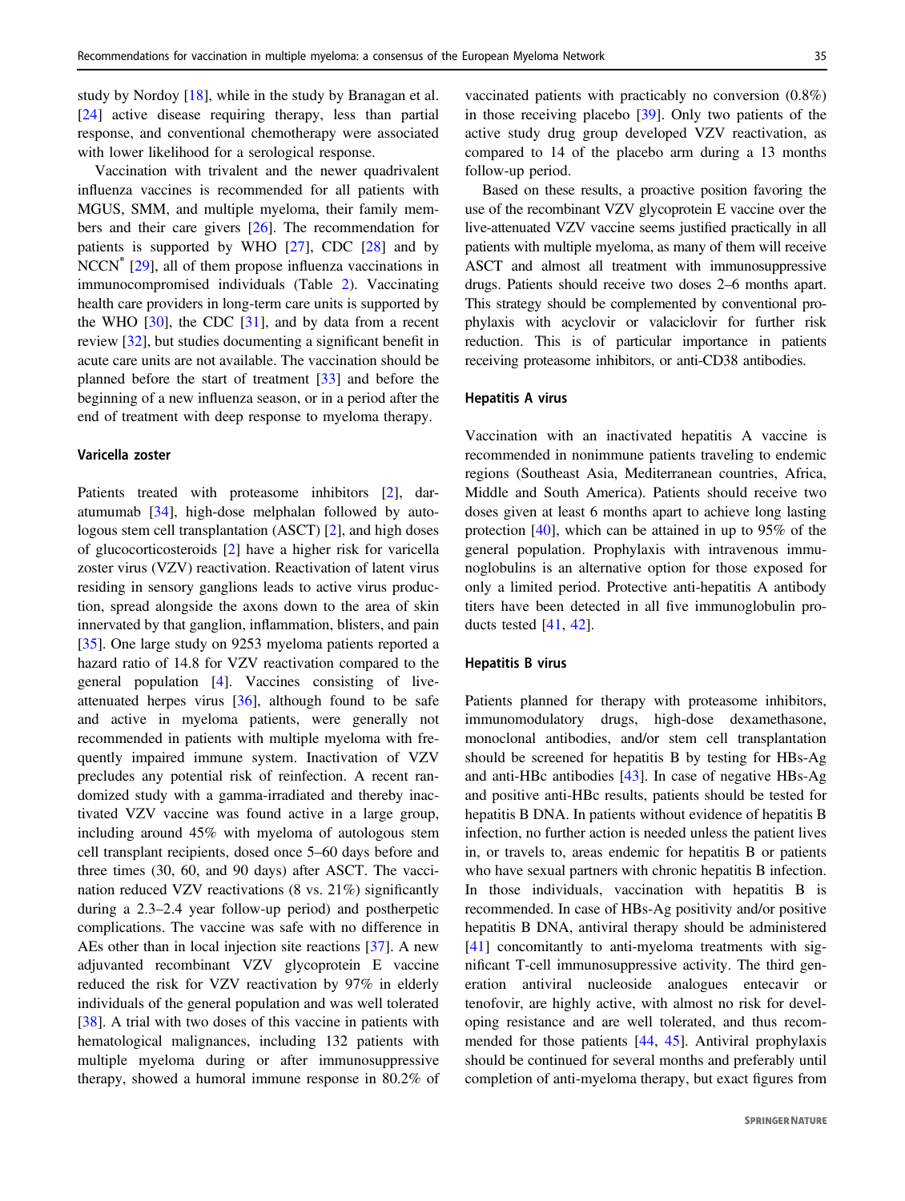study by Nordoy [18], while in the study by Branagan et al. [24] active disease requiring therapy, less than partial response, and conventional chemotherapy were associated with lower likelihood for a serological response.

Vaccination with trivalent and the newer quadrivalent influenza vaccines is recommended for all patients with MGUS, SMM, and multiple myeloma, their family members and their care givers [26]. The recommendation for patients is supported by WHO [27], CDC [28] and by NCCN® [29], all of them propose influenza vaccinations in immunocompromised individuals (Table 2). Vaccinating health care providers in long-term care units is supported by the WHO [30], the CDC [31], and by data from a recent review [32], but studies documenting a significant benefit in acute care units are not available. The vaccination should be planned before the start of treatment [33] and before the beginning of a new influenza season, or in a period after the end of treatment with deep response to myeloma therapy.

### Varicella zoster

Patients treated with proteasome inhibitors [2], daratumumab [34], high-dose melphalan followed by autologous stem cell transplantation (ASCT) [2], and high doses of glucocorticosteroids [2] have a higher risk for varicella zoster virus (VZV) reactivation. Reactivation of latent virus residing in sensory ganglions leads to active virus production, spread alongside the axons down to the area of skin innervated by that ganglion, inflammation, blisters, and pain [35]. One large study on 9253 myeloma patients reported a hazard ratio of 14.8 for VZV reactivation compared to the general population [4]. Vaccines consisting of live-attenuated herpes virus [36], although found to be safe and active in myeloma patients, were generally not recommended in patients with multiple myeloma with frequently impaired immune system. Inactivation of VZV precludes any potential risk of reinfection. A recent randomized study with a gamma-irradiated and thereby inactivated VZV vaccine was found active in a large group, including around 45% with myeloma of autologous stem cell transplant recipients, dosed once 5–60 days before and three times (30, 60, and 90 days) after ASCT. The vaccination reduced VZV reactivations (8 vs. 21%) significantly during a 2.3–2.4 year follow-up period) and postherpetic complications. The vaccine was safe with no difference in AEs other than in local injection site reactions [37]. A new adjuvanted recombinant VZV glycoprotein E vaccine reduced the risk for VZV reactivation by 97% in elderly individuals of the general population and was well tolerated [38]. A trial with two doses of this vaccine in patients with hematological malignancies, including 132 patients with multiple myeloma during or after immunosuppressive therapy, showed a humoral immune response in 80.2% of vaccinated patients with practically no conversion (0.8%) in those receiving placebo [39]. Only two patients of the active study drug group developed VZV reactivation, as compared to 14 of the placebo arm during a 13 months follow-up period.

Based on these results, a proactive position favoring the use of the recombinant VZV glycoprotein E vaccine over the live-attenuated VZV vaccine seems justified practically in all patients with multiple myeloma, as many of them will receive ASCT and almost all treatment with immunosuppressive drugs. Patients should receive two doses 2–6 months apart. This strategy should be complemented by conventional prophylaxis with acyclovir or valaciclovir for further risk reduction. This is of particular importance in patients receiving proteasome inhibitors, or anti-CD38 antibodies.

### Hepatitis A virus

Vaccination with an inactivated hepatitis A vaccine is recommended in nonimmune patients traveling to endemic regions (Southeast Asia, Mediterranean countries, Africa, Middle and South America). Patients should receive two doses given at least 6 months apart to achieve long lasting protection [40], which can be attained in up to 95% of the general population. Prophylaxis with intravenous immunoglobulins is an alternative option for those exposed for only a limited period. Protective anti-hepatitis A antibody titers have been detected in all five immunoglobulin products tested [41, 42].

### Hepatitis B virus

Patients planned for therapy with proteasome inhibitors, immunomodulatory drugs, high-dose dexamethasone, monoclonal antibodies, and/or stem cell transplantation should be screened for hepatitis B by testing for HBs-Ag and anti-HBc antibodies [43]. In case of negative HBs-Ag and positive anti-HBc results, patients should be tested for hepatitis B DNA. In patients without evidence of hepatitis B infection, no further action is needed unless the patient lives in, or travels to, areas endemic for hepatitis B or patients who have sexual partners with chronic hepatitis B infection. In those individuals, vaccination with hepatitis B is recommended. In case of HBs-Ag positivity and/or positive hepatitis B DNA, antiviral therapy should be administered [41] concomitantly to anti-myeloma treatments with significant T-cell immunosuppressive activity. The third generation antiviral nucleoside analogues entecavir or tenofovir, are highly active, with almost no risk for developing resistance and are well tolerated, and thus recommended for those patients [44, 45]. Antiviral prophylaxis should be continued for several months and preferably until completion of anti-myeloma therapy, but exact figures from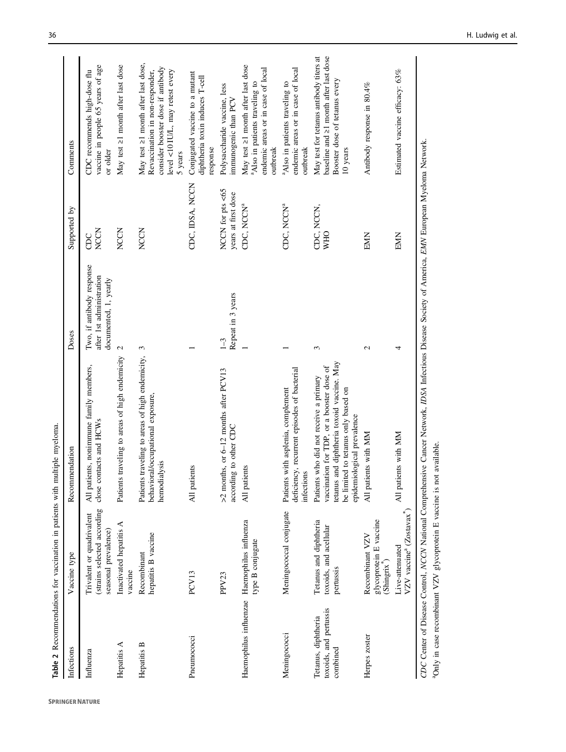**Table 2** Recommendations for vaccination in patients with multiple myeloma.

| Infections | Vaccine type | Recommendation | Doses | Supported by | Comments |
|---|---|---|---|---|---|
| Influenza | Trivalent or quadrivalent (strains selected according seasonal prevalence) | All patients, nonimmune family members, close contacts and HCWs | Two, if antibody response after 1st administration documented, 1, yearly | CDC NCCN | CDC recommends high-dose flu vaccine in people 65 years of age or older |
| Hepatitis A | Inactivated hepatitis A vaccine | Patients traveling to areas of high endemicity | 2 | NCCN | May test ≥1 month after last dose |
| Hepatitis B | Recombinant hepatitis B vaccine | Patients traveling to areas of high endemicity, behavioral/occupational exposure, hemodialysis | 3 | NCCN | May test ≥1 month after last dose, Revaccination in non-responder, consider booster dose if antibody level <10 IU/L, may retest every 5 years |
| Pneumococci | PCV13 | All patients | 1 | CDC, IDSA, NCCN | Conjugated vaccine to a mutant diphtheria toxin induces T-cell response |
| | PPV23 | >2 months, or 6–12 months after PCV13 according to other CDC | 1–3 Repeat in 3 years | NCCN for pts <65 years at first dose | Polysaccharide vaccine, less immunogenic than PCV |
| Haemophilus influenzae | Haemophilus influenza type B conjugate | All patients | 1 | CDC, NCCN[a] | May test ≥1 month after last dose [a]Also in patients traveling to endemic areas or in case of local outbreak |
| Meningococci | Meningococcal conjugate | Patients with asplenia, complement deficiency, recurrent episodes of bacterial infections | 1 | CDC, NCCN[a] | [a]Also in patients traveling to endemic areas or in case of local outbreak |
| Tetanus, diphtheria toxoids, and pertussis combined | Tetanus and diphtheria toxoids, and acellular pertussis | Patients who did not receive a primary vaccination for TDP, or a booster dose of tetanus and diphtheria toxoid vaccine. May be limited to tetanus only based on epidemiological prevalence | 3 | CDC, NCCN, WHO | May test for tetanus antibody titers at baseline and ≥1 month after last dose Booster dose of tetanus every 10 years |
| Herpes zoster | Recombinant VZV glycoprotein E vaccine (Shingrix®) | All patients with MM | 2 | EMN | Antibody response in 80.4% |
| | Live-attenuated VZV vaccine[a] (Zostavax®) | All patients with MM | 4 | EMN | Estimated vaccine efficacy: 63% |

*CDC* Center of Disease Control, *NCCN* National Comprehensive Cancer Network, *IDSA* Infectious Disease Society of America, *EMN* European Myeloma Network.

[a]Only in case recombinant VZV glycoprotein E vaccine is not available.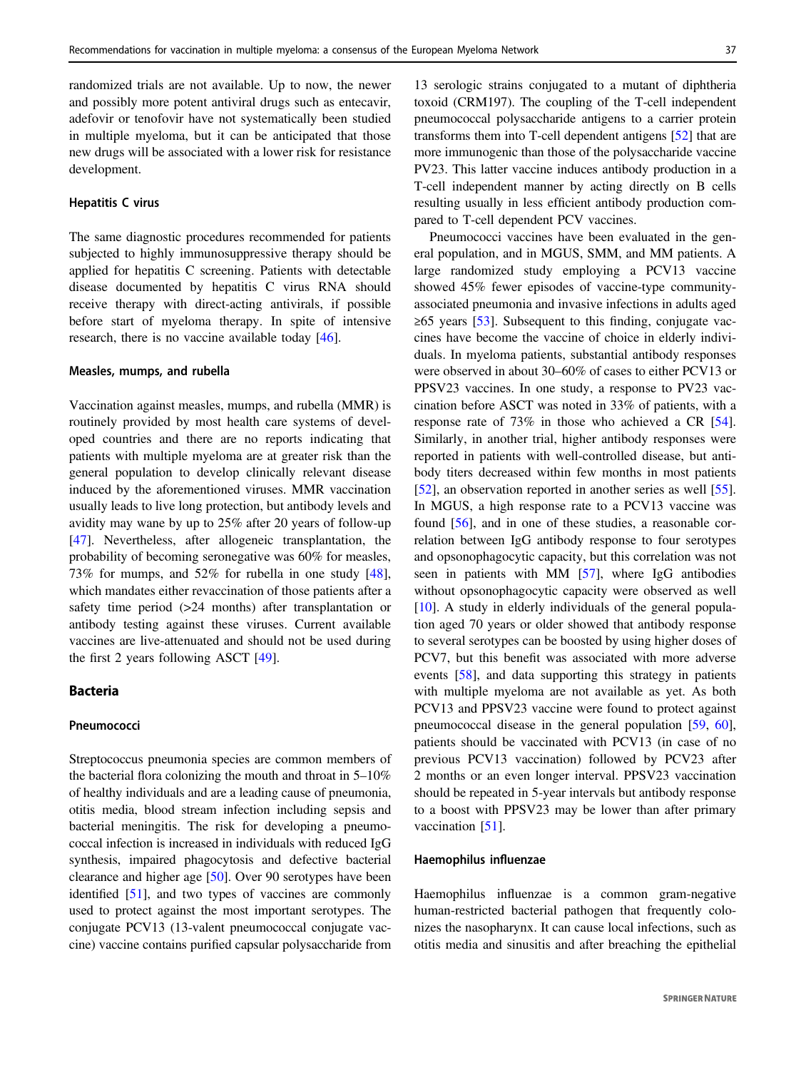randomized trials are not available. Up to now, the newer and possibly more potent antiviral drugs such as entecavir, adefovir or tenofovir have not systematically been studied in multiple myeloma, but it can be anticipated that those new drugs will be associated with a lower risk for resistance development.

#### Hepatitis C virus

The same diagnostic procedures recommended for patients subjected to highly immunosuppressive therapy should be applied for hepatitis C screening. Patients with detectable disease documented by hepatitis C virus RNA should receive therapy with direct-acting antivirals, if possible before start of myeloma therapy. In spite of intensive research, there is no vaccine available today [46].

#### Measles, mumps, and rubella

Vaccination against measles, mumps, and rubella (MMR) is routinely provided by most health care systems of developed countries and there are no reports indicating that patients with multiple myeloma are at greater risk than the general population to develop clinically relevant disease induced by the aforementioned viruses. MMR vaccination usually leads to live long protection, but antibody levels and avidity may wane by up to 25% after 20 years of follow-up [47]. Nevertheless, after allogeneic transplantation, the probability of becoming seronegative was 60% for measles, 73% for mumps, and 52% for rubella in one study [48], which mandates either revaccination of those patients after a safety time period (>24 months) after transplantation or antibody testing against these viruses. Current available vaccines are live-attenuated and should not be used during the first 2 years following ASCT [49].

### Bacteria

#### Pneumococci

Streptococcus pneumonia species are common members of the bacterial flora colonizing the mouth and throat in 5–10% of healthy individuals and are a leading cause of pneumonia, otitis media, blood stream infection including sepsis and bacterial meningitis. The risk for developing a pneumococcal infection is increased in individuals with reduced IgG synthesis, impaired phagocytosis and defective bacterial clearance and higher age [50]. Over 90 serotypes have been identified [51], and two types of vaccines are commonly used to protect against the most important serotypes. The conjugate PCV13 (13-valent pneumococcal conjugate vaccine) vaccine contains purified capsular polysaccharide from 13 serologic strains conjugated to a mutant of diphtheria toxoid (CRM197). The coupling of the T-cell independent pneumococcal polysaccharide antigens to a carrier protein transforms them into T-cell dependent antigens [52] that are more immunogenic than those of the polysaccharide vaccine PV23. This latter vaccine induces antibody production in a T-cell independent manner by acting directly on B cells resulting usually in less efficient antibody production compared to T-cell dependent PCV vaccines.

Pneumococci vaccines have been evaluated in the general population, and in MGUS, SMM, and MM patients. A large randomized study employing a PCV13 vaccine showed 45% fewer episodes of vaccine-type community-associated pneumonia and invasive infections in adults aged ≥65 years [53]. Subsequent to this finding, conjugate vaccines have become the vaccine of choice in elderly individuals. In myeloma patients, substantial antibody responses were observed in about 30–60% of cases to either PCV13 or PPSV23 vaccines. In one study, a response to PV23 vaccination before ASCT was noted in 33% of patients, with a response rate of 73% in those who achieved a CR [54]. Similarly, in another trial, higher antibody responses were reported in patients with well-controlled disease, but antibody titers decreased within few months in most patients [52], an observation reported in another series as well [55]. In MGUS, a high response rate to a PCV13 vaccine was found [56], and in one of these studies, a reasonable correlation between IgG antibody response to four serotypes and opsonophagocytic capacity, but this correlation was not seen in patients with MM [57], where IgG antibodies without opsonophagocytic capacity were observed as well [10]. A study in elderly individuals of the general population aged 70 years or older showed that antibody response to several serotypes can be boosted by using higher doses of PCV7, but this benefit was associated with more adverse events [58], and data supporting this strategy in patients with multiple myeloma are not available as yet. As both PCV13 and PPSV23 vaccine were found to protect against pneumococcal disease in the general population [59, 60], patients should be vaccinated with PCV13 (in case of no previous PCV13 vaccination) followed by PCV23 after 2 months or an even longer interval. PPSV23 vaccination should be repeated in 5-year intervals but antibody response to a boost with PPSV23 may be lower than after primary vaccination [51].

#### Haemophilus influenzae

Haemophilus influenzae is a common gram-negative human-restricted bacterial pathogen that frequently colonizes the nasopharynx. It can cause local infections, such as otitis media and sinusitis and after breaching the epithelial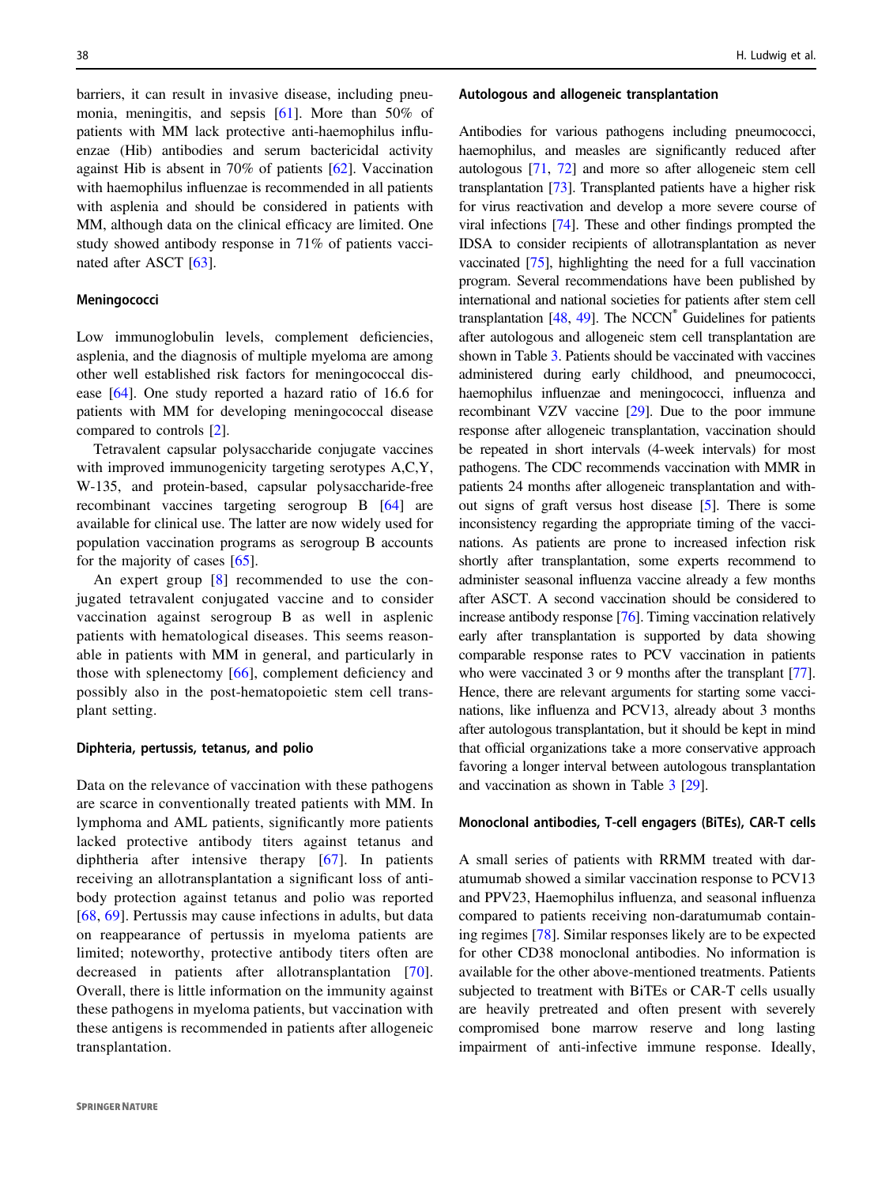barriers, it can result in invasive disease, including pneumonia, meningitis, and sepsis [61]. More than 50% of patients with MM lack protective anti-haemophilus influenzae (Hib) antibodies and serum bactericidal activity against Hib is absent in 70% of patients [62]. Vaccination with haemophilus influenzae is recommended in all patients with asplenia and should be considered in patients with MM, although data on the clinical efficacy are limited. One study showed antibody response in 71% of patients vaccinated after ASCT [63].

### Meningococci

Low immunoglobulin levels, complement deficiencies, asplenia, and the diagnosis of multiple myeloma are among other well established risk factors for meningococcal disease [64]. One study reported a hazard ratio of 16.6 for patients with MM for developing meningococcal disease compared to controls [2].

Tetravalent capsular polysaccharide conjugate vaccines with improved immunogenicity targeting serotypes A,C,Y, W-135, and protein-based, capsular polysaccharide-free recombinant vaccines targeting serogroup B [64] are available for clinical use. The latter are now widely used for population vaccination programs as serogroup B accounts for the majority of cases [65].

An expert group [8] recommended to use the conjugated tetravalent conjugated vaccine and to consider vaccination against serogroup B as well in asplenic patients with hematological diseases. This seems reasonable in patients with MM in general, and particularly in those with splenectomy [66], complement deficiency and possibly also in the post-hematopoietic stem cell transplant setting.

### Diphteria, pertussis, tetanus, and polio

Data on the relevance of vaccination with these pathogens are scarce in conventionally treated patients with MM. In lymphoma and AML patients, significantly more patients lacked protective antibody titers against tetanus and diphtheria after intensive therapy [67]. In patients receiving an allotransplantation a significant loss of antibody protection against tetanus and polio was reported [68, 69]. Pertussis may cause infections in adults, but data on reappearance of pertussis in myeloma patients are limited; noteworthy, protective antibody titers often are decreased in patients after allotransplantation [70]. Overall, there is little information on the immunity against these pathogens in myeloma patients, but vaccination with these antigens is recommended in patients after allogeneic transplantation.

### Autologous and allogeneic transplantation

Antibodies for various pathogens including pneumococci, haemophilus, and measles are significantly reduced after autologous [71, 72] and more so after allogeneic stem cell transplantation [73]. Transplanted patients have a higher risk for virus reactivation and develop a more severe course of viral infections [74]. These and other findings prompted the IDSA to consider recipients of allotransplantation as never vaccinated [75], highlighting the need for a full vaccination program. Several recommendations have been published by international and national societies for patients after stem cell transplantation [48, 49]. The NCCN® Guidelines for patients after autologous and allogeneic stem cell transplantation are shown in Table 3. Patients should be vaccinated with vaccines administered during early childhood, and pneumococci, haemophilus influenzae and meningococci, influenza and recombinant VZV vaccine [29]. Due to the poor immune response after allogeneic transplantation, vaccination should be repeated in short intervals (4-week intervals) for most pathogens. The CDC recommends vaccination with MMR in patients 24 months after allogeneic transplantation and without signs of graft versus host disease [5]. There is some inconsistency regarding the appropriate timing of the vaccinations. As patients are prone to increased infection risk shortly after transplantation, some experts recommend to administer seasonal influenza vaccine already a few months after ASCT. A second vaccination should be considered to increase antibody response [76]. Timing vaccination relatively early after transplantation is supported by data showing comparable response rates to PCV vaccination in patients who were vaccinated 3 or 9 months after the transplant [77]. Hence, there are relevant arguments for starting some vaccinations, like influenza and PCV13, already about 3 months after autologous transplantation, but it should be kept in mind that official organizations take a more conservative approach favoring a longer interval between autologous transplantation and vaccination as shown in Table 3 [29].

### Monoclonal antibodies, T-cell engagers (BiTEs), CAR-T cells

A small series of patients with RRMM treated with daratumumab showed a similar vaccination response to PCV13 and PPV23, Haemophilus influenza, and seasonal influenza compared to patients receiving non-daratumumab containing regimes [78]. Similar responses likely are to be expected for other CD38 monoclonal antibodies. No information is available for the other above-mentioned treatments. Patients subjected to treatment with BiTEs or CAR-T cells usually are heavily pretreated and often present with severely compromised bone marrow reserve and long lasting impairment of anti-infective immune response. Ideally,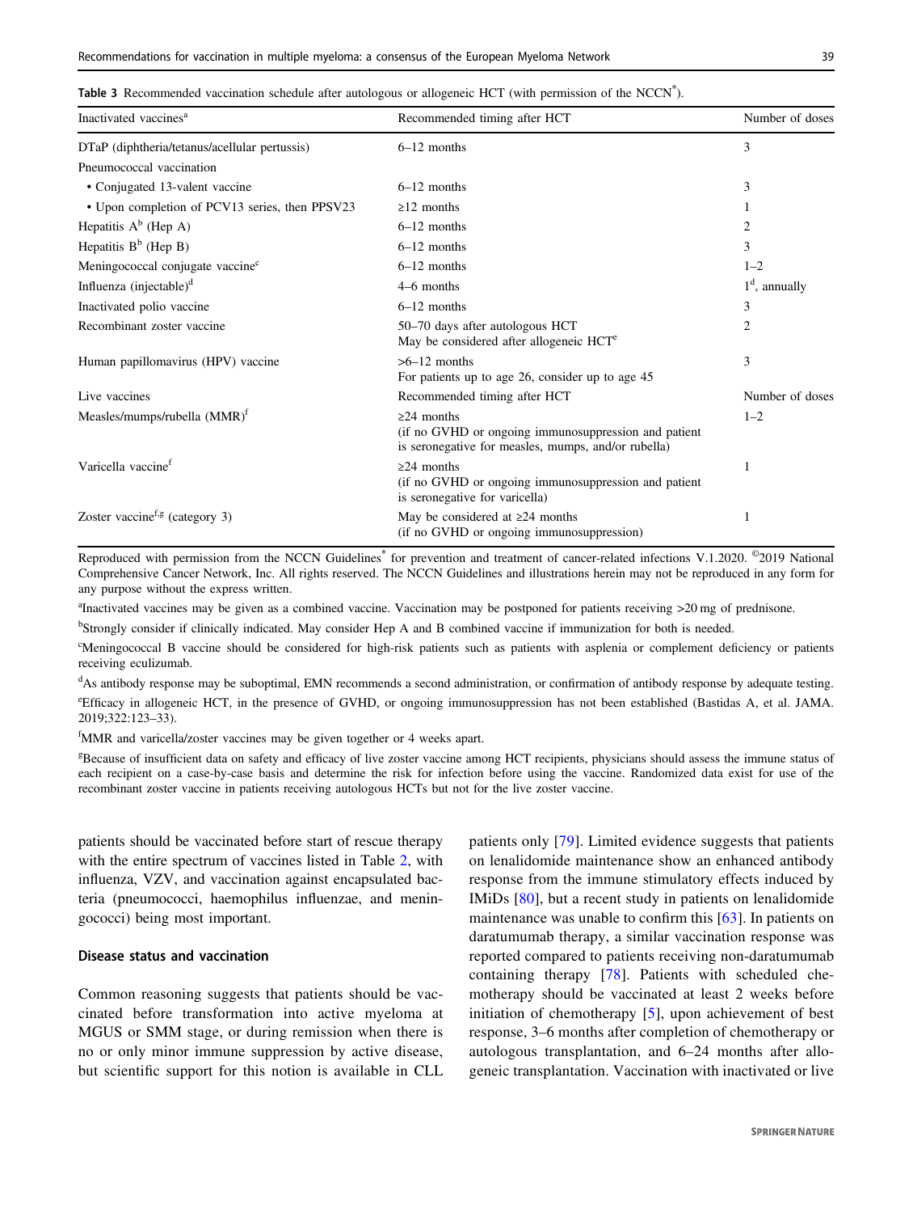**Table 3** Recommended vaccination schedule after autologous or allogeneic HCT (with permission of the NCCN®).

| Inactivated vaccines[a] | Recommended timing after HCT | Number of doses |
|---|---|---|
| DTaP (diphtheria/tetanus/acellular pertussis) | 6–12 months | 3 |
| Pneumococcal vaccination | | |
| • Conjugated 13-valent vaccine | 6–12 months | 3 |
| • Upon completion of PCV13 series, then PPSV23 | ≥12 months | 1 |
| Hepatitis A[b] (Hep A) | 6–12 months | 2 |
| Hepatitis B[b] (Hep B) | 6–12 months | 3 |
| Meningococcal conjugate vaccine[c] | 6–12 months | 1–2 |
| Influenza (injectable)[d] | 4–6 months | 1[d], annually |
| Inactivated polio vaccine | 6–12 months | 3 |
| Recombinant zoster vaccine | 50–70 days after autologous HCT<br>May be considered after allogeneic HCT[e] | 2 |
| Human papillomavirus (HPV) vaccine | >6–12 months<br>For patients up to age 26, consider up to age 45 | 3 |
| **Live vaccines** | **Recommended timing after HCT** | **Number of doses** |
| Measles/mumps/rubella (MMR)[f] | ≥24 months<br>(if no GVHD or ongoing immunosuppression and patient is seronegative for measles, mumps, and/or rubella) | 1–2 |
| Varicella vaccine[f] | ≥24 months<br>(if no GVHD or ongoing immunosuppression and patient is seronegative for varicella) | 1 |
| Zoster vaccine[f,g] (category 3) | May be considered at ≥24 months<br>(if no GVHD or ongoing immunosuppression) | 1 |

Reproduced with permission from the NCCN Guidelines® for prevention and treatment of cancer-related infections V.1.2020. ©2019 National Comprehensive Cancer Network, Inc. All rights reserved. The NCCN Guidelines and illustrations herein may not be reproduced in any form for any purpose without the express written.

[a]Inactivated vaccines may be given as a combined vaccine. Vaccination may be postponed for patients receiving >20 mg of prednisone.

[b]Strongly consider if clinically indicated. May consider Hep A and B combined vaccine if immunization for both is needed.

[c]Meningococcal B vaccine should be considered for high-risk patients such as patients with asplenia or complement deficiency or patients receiving eculizumab.

[d]As antibody response may be suboptimal, EMN recommends a second administration, or confirmation of antibody response by adequate testing.

[e]Efficacy in allogeneic HCT, in the presence of GVHD, or ongoing immunosuppression has not been established (Bastidas A, et al. JAMA. 2019;322:123–33).

[f]MMR and varicella/zoster vaccines may be given together or 4 weeks apart.

[g]Because of insufficient data on safety and efficacy of live zoster vaccine among HCT recipients, physicians should assess the immune status of each recipient on a case-by-case basis and determine the risk for infection before using the vaccine. Randomized data exist for use of the recombinant zoster vaccine in patients receiving autologous HCTs but not for the live zoster vaccine.

patients should be vaccinated before start of rescue therapy with the entire spectrum of vaccines listed in Table 2, with influenza, VZV, and vaccination against encapsulated bacteria (pneumococci, haemophilus influenzae, and meningococci) being most important.

### Disease status and vaccination

Common reasoning suggests that patients should be vaccinated before transformation into active myeloma at MGUS or SMM stage, or during remission when there is no or only minor immune suppression by active disease, but scientific support for this notion is available in CLL patients only [79]. Limited evidence suggests that patients on lenalidomide maintenance show an enhanced antibody response from the immune stimulatory effects induced by IMiDs [80], but a recent study in patients on lenalidomide maintenance was unable to confirm this [63]. In patients on daratumumab therapy, a similar vaccination response was reported compared to patients receiving non-daratumumab containing therapy [78]. Patients with scheduled chemotherapy should be vaccinated at least 2 weeks before initiation of chemotherapy [5], upon achievement of best response, 3–6 months after completion of chemotherapy or autologous transplantation, and 6–24 months after allogeneic transplantation. Vaccination with inactivated or live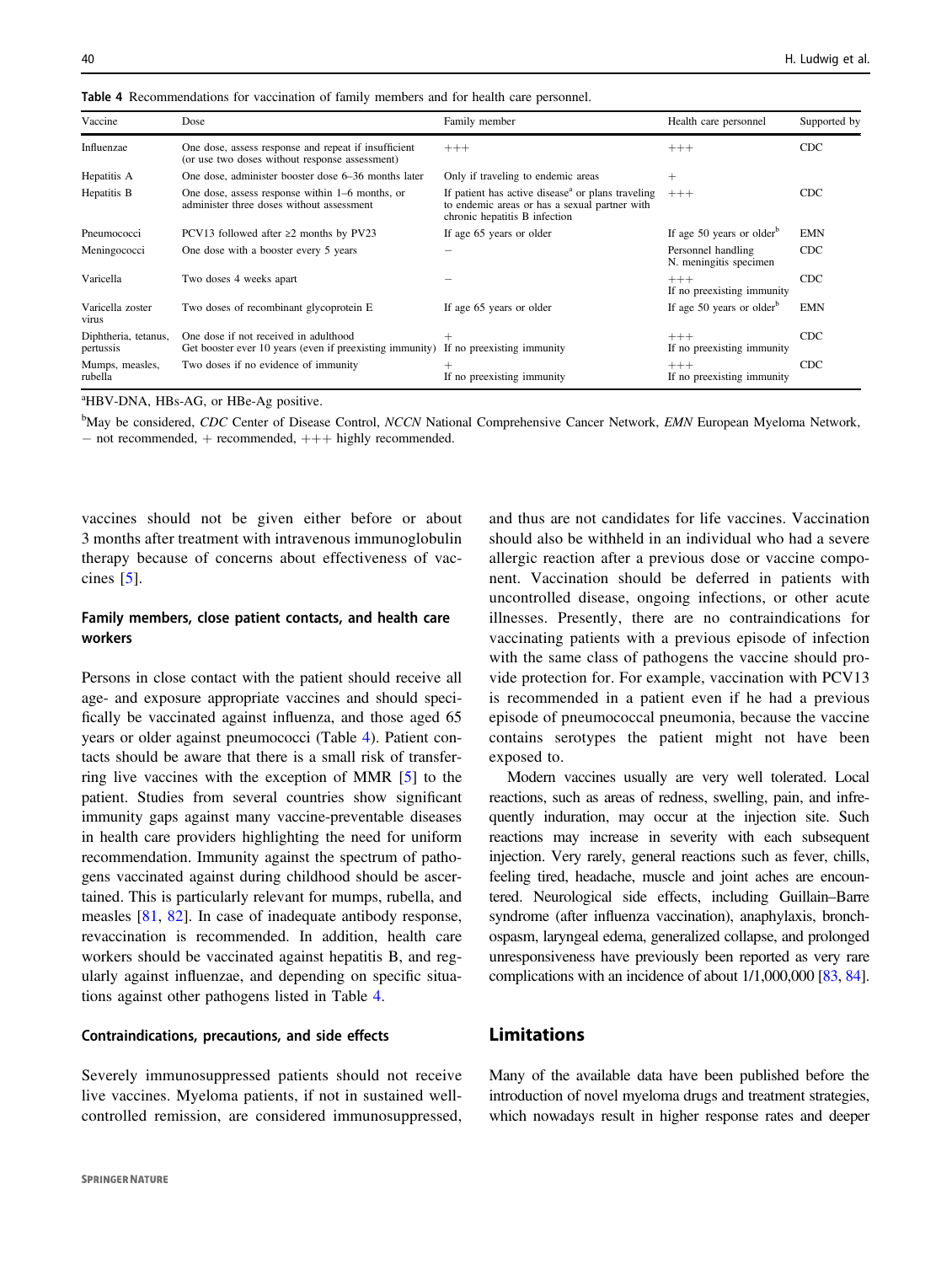**Table 4** Recommendations for vaccination of family members and for health care personnel.

| Vaccine | Dose | Family member | Health care personnel | Supported by |
|---|---|---|---|---|
| Influenzae | One dose, assess response and repeat if insufficient (or use two doses without response assessment) | +++ | +++ | CDC |
| Hepatitis A | One dose, administer booster dose 6–36 months later | Only if traveling to endemic areas | + | |
| Hepatitis B | One dose, assess response within 1–6 months, or administer three doses without assessment | If patient has active disease[a] or plans traveling to endemic areas or has a sexual partner with chronic hepatitis B infection | +++ | CDC |
| Pneumococci | PCV13 followed after ≥2 months by PV23 | If age 65 years or older | If age 50 years or older[b] | EMN |
| Meningococci | One dose with a booster every 5 years | − | Personnel handling N. meningitis specimen | CDC |
| Varicella | Two doses 4 weeks apart | − | +++ If no preexisting immunity | CDC |
| Varicella zoster virus | Two doses of recombinant glycoprotein E | If age 65 years or older | If age 50 years or older[b] | EMN |
| Diphtheria, tetanus, pertussis | One dose if not received in adulthood Get booster ever 10 years (even if preexisting immunity) | + If no preexisting immunity | +++ If no preexisting immunity | CDC |
| Mumps, measles, rubella | Two doses if no evidence of immunity | + If no preexisting immunity | +++ If no preexisting immunity | CDC |

[a]HBV-DNA, HBs-AG, or HBe-Ag positive.

[b]May be considered, *CDC* Center of Disease Control, *NCCN* National Comprehensive Cancer Network, *EMN* European Myeloma Network, − not recommended, + recommended, +++ highly recommended.

vaccines should not be given either before or about 3 months after treatment with intravenous immunoglobulin therapy because of concerns about effectiveness of vaccines [5].

### Family members, close patient contacts, and health care workers

Persons in close contact with the patient should receive all age- and exposure appropriate vaccines and should specifically be vaccinated against influenza, and those aged 65 years or older against pneumococci (Table 4). Patient contacts should be aware that there is a small risk of transferring live vaccines with the exception of MMR [5] to the patient. Studies from several countries show significant immunity gaps against many vaccine-preventable diseases in health care providers highlighting the need for uniform recommendation. Immunity against the spectrum of pathogens vaccinated against during childhood should be ascertained. This is particularly relevant for mumps, rubella, and measles [81, 82]. In case of inadequate antibody response, revaccination is recommended. In addition, health care workers should be vaccinated against hepatitis B, and regularly against influenzae, and depending on specific situations against other pathogens listed in Table 4.

### Contraindications, precautions, and side effects

Severely immunosuppressed patients should not receive live vaccines. Myeloma patients, if not in sustained well-controlled remission, are considered immunosuppressed, and thus are not candidates for life vaccines. Vaccination should also be withheld in an individual who had a severe allergic reaction after a previous dose or vaccine component. Vaccination should be deferred in patients with uncontrolled disease, ongoing infections, or other acute illnesses. Presently, there are no contraindications for vaccinating patients with a previous episode of infection with the same class of pathogens the vaccine should provide protection for. For example, vaccination with PCV13 is recommended in a patient even if he had a previous episode of pneumococcal pneumonia, because the vaccine contains serotypes the patient might not have been exposed to.

Modern vaccines usually are very well tolerated. Local reactions, such as areas of redness, swelling, pain, and infrequently induration, may occur at the injection site. Such reactions may increase in severity with each subsequent injection. Very rarely, general reactions such as fever, chills, feeling tired, headache, muscle and joint aches are encountered. Neurological side effects, including Guillain–Barre syndrome (after influenza vaccination), anaphylaxis, bronchospasm, laryngeal edema, generalized collapse, and prolonged unresponsiveness have previously been reported as very rare complications with an incidence of about 1/1,000,000 [83, 84].

## Limitations

Many of the available data have been published before the introduction of novel myeloma drugs and treatment strategies, which nowadays result in higher response rates and deeper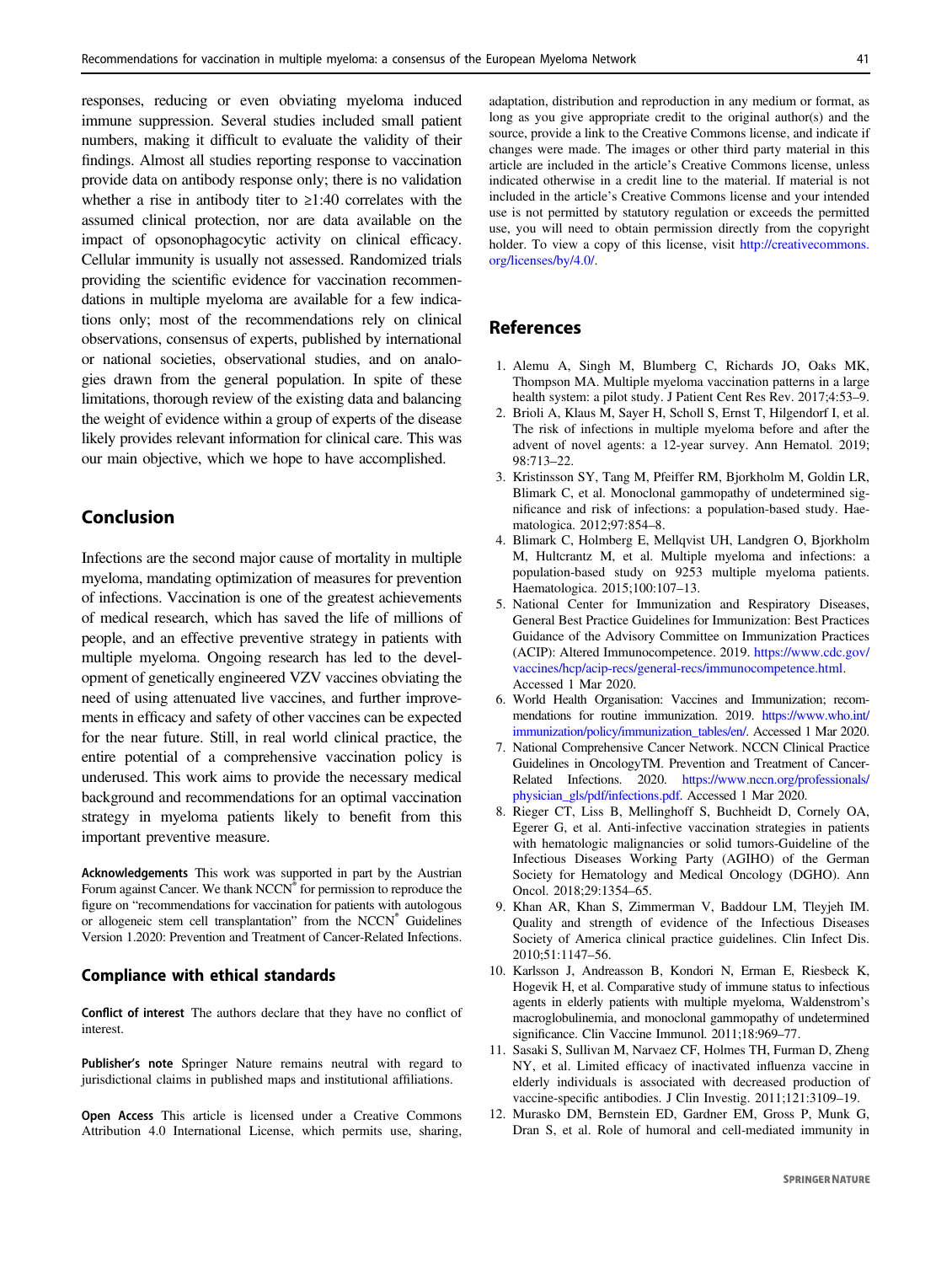responses, reducing or even obviating myeloma induced immune suppression. Several studies included small patient numbers, making it difficult to evaluate the validity of their findings. Almost all studies reporting response to vaccination provide data on antibody response only; there is no validation whether a rise in antibody titer to ≥1:40 correlates with the assumed clinical protection, nor are data available on the impact of opsonophagocytic activity on clinical efficacy. Cellular immunity is usually not assessed. Randomized trials providing the scientific evidence for vaccination recommendations in multiple myeloma are available for a few indications only; most of the recommendations rely on clinical observations, consensus of experts, published by international or national societies, observational studies, and on analogies drawn from the general population. In spite of these limitations, thorough review of the existing data and balancing the weight of evidence within a group of experts of the disease likely provides relevant information for clinical care. This was our main objective, which we hope to have accomplished.

## Conclusion

Infections are the second major cause of mortality in multiple myeloma, mandating optimization of measures for prevention of infections. Vaccination is one of the greatest achievements of medical research, which has saved the life of millions of people, and an effective preventive strategy in patients with multiple myeloma. Ongoing research has led to the development of genetically engineered VZV vaccines obviating the need of using attenuated live vaccines, and further improvements in efficacy and safety of other vaccines can be expected for the near future. Still, in real world clinical practice, the entire potential of a comprehensive vaccination policy is underused. This work aims to provide the necessary medical background and recommendations for an optimal vaccination strategy in myeloma patients likely to benefit from this important preventive measure.

**Acknowledgements** This work was supported in part by the Austrian Forum against Cancer. We thank NCCN® for permission to reproduce the figure on "recommendations for vaccination for patients with autologous or allogeneic stem cell transplantation" from the NCCN® Guidelines Version 1.2020: Prevention and Treatment of Cancer-Related Infections.

### Compliance with ethical standards

**Conflict of interest** The authors declare that they have no conflict of interest.

**Publisher's note** Springer Nature remains neutral with regard to jurisdictional claims in published maps and institutional affiliations.

**Open Access** This article is licensed under a Creative Commons Attribution 4.0 International License, which permits use, sharing, adaptation, distribution and reproduction in any medium or format, as long as you give appropriate credit to the original author(s) and the source, provide a link to the Creative Commons license, and indicate if changes were made. The images or other third party material in this article are included in the article's Creative Commons license, unless indicated otherwise in a credit line to the material. If material is not included in the article's Creative Commons license and your intended use is not permitted by statutory regulation or exceeds the permitted use, you will need to obtain permission directly from the copyright holder. To view a copy of this license, visit http://creativecommons.org/licenses/by/4.0/.

## References

1. Alemu A, Singh M, Blumberg C, Richards JO, Oaks MK, Thompson MA. Multiple myeloma vaccination patterns in a large health system: a pilot study. J Patient Cent Res Rev. 2017;4:53–9.
2. Brioli A, Klaus M, Sayer H, Scholl S, Ernst T, Hilgendorf I, et al. The risk of infections in multiple myeloma before and after the advent of novel agents: a 12-year survey. Ann Hematol. 2019;98:713–22.
3. Kristinsson SY, Tang M, Pfeiffer RM, Bjorkholm M, Goldin LR, Blimark C, et al. Monoclonal gammopathy of undetermined significance and risk of infections: a population-based study. Haematologica. 2012;97:854–8.
4. Blimark C, Holmberg E, Mellqvist UH, Landgren O, Bjorkholm M, Hultcrantz M, et al. Multiple myeloma and infections: a population-based study on 9253 multiple myeloma patients. Haematologica. 2015;100:107–13.
5. National Center for Immunization and Respiratory Diseases, General Best Practice Guidelines for Immunization: Best Practices Guidance of the Advisory Committee on Immunization Practices (ACIP): Altered Immunocompetence. 2019. https://www.cdc.gov/vaccines/hcp/acip-recs/general-recs/immunocompetence.html. Accessed 1 Mar 2020.
6. World Health Organisation: Vaccines and Immunization; recommendations for routine immunization. 2019. https://www.who.int/immunization/policy/immunization_tables/en/. Accessed 1 Mar 2020.
7. National Comprehensive Cancer Network. NCCN Clinical Practice Guidelines in OncologyTM. Prevention and Treatment of Cancer-Related Infections. 2020. https://www.nccn.org/professionals/physician_gls/pdf/infections.pdf. Accessed 1 Mar 2020.
8. Rieger CT, Liss B, Mellinghoff S, Buchheidt D, Cornely OA, Egerer G, et al. Anti-infective vaccination strategies in patients with hematologic malignancies or solid tumors-Guideline of the Infectious Diseases Working Party (AGIHO) of the German Society for Hematology and Medical Oncology (DGHO). Ann Oncol. 2018;29:1354–65.
9. Khan AR, Khan S, Zimmerman V, Baddour LM, Tleyjeh IM. Quality and strength of evidence of the Infectious Diseases Society of America clinical practice guidelines. Clin Infect Dis. 2010;51:1147–56.
10. Karlsson J, Andreasson B, Kondori N, Erman E, Riesbeck K, Hogevik H, et al. Comparative study of immune status to infectious agents in elderly patients with multiple myeloma, Waldenstrom's macroglobulinemia, and monoclonal gammopathy of undetermined significance. Clin Vaccine Immunol. 2011;18:969–77.
11. Sasaki S, Sullivan M, Narvaez CF, Holmes TH, Furman D, Zheng NY, et al. Limited efficacy of inactivated influenza vaccine in elderly individuals is associated with decreased production of vaccine-specific antibodies. J Clin Investig. 2011;121:3109–19.
12. Murasko DM, Bernstein ED, Gardner EM, Gross P, Munk G, Dran S, et al. Role of humoral and cell-mediated immunity in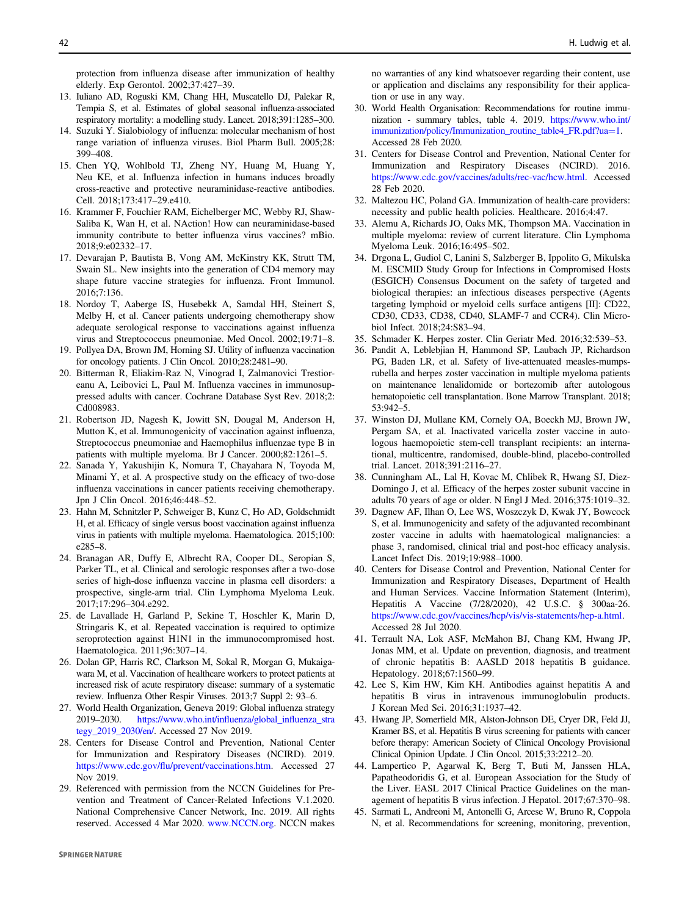protection from influenza disease after immunization of healthy elderly. Exp Gerontol. 2002;37:427–39.

13. Iuliano AD, Roguski KM, Chang HH, Muscatello DJ, Palekar R, Tempia S, et al. Estimates of global seasonal influenza-associated respiratory mortality: a modelling study. Lancet. 2018;391:1285–300.
14. Suzuki Y. Sialobiology of influenza: molecular mechanism of host range variation of influenza viruses. Biol Pharm Bull. 2005;28: 399–408.
15. Chen YQ, Wohlbold TJ, Zheng NY, Huang M, Huang Y, Neu KE, et al. Influenza infection in humans induces broadly cross-reactive and protective neuraminidase-reactive antibodies. Cell. 2018;173:417–29.e410.
16. Krammer F, Fouchier RAM, Eichelberger MC, Webby RJ, Shaw-Saliba K, Wan H, et al. NAction! How can neuraminidase-based immunity contribute to better influenza virus vaccines? mBio. 2018;9:e02332–17.
17. Devarajan P, Bautista B, Vong AM, McKinstry KK, Strutt TM, Swain SL. New insights into the generation of CD4 memory may shape future vaccine strategies for influenza. Front Immunol. 2016;7:136.
18. Nordoy T, Aaberge IS, Husebekk A, Samdal HH, Steinert S, Melby H, et al. Cancer patients undergoing chemotherapy show adequate serological response to vaccinations against influenza virus and Streptococcus pneumoniae. Med Oncol. 2002;19:71–8.
19. Pollyea DA, Brown JM, Horning SJ. Utility of influenza vaccination for oncology patients. J Clin Oncol. 2010;28:2481–90.
20. Bitterman R, Eliakim-Raz N, Vinograd I, Zalmanovici Trestioreanu A, Leibovici L, Paul M. Influenza vaccines in immunosuppressed adults with cancer. Cochrane Database Syst Rev. 2018;2: Cd008983.
21. Robertson JD, Nagesh K, Jowitt SN, Dougal M, Anderson H, Mutton K, et al. Immunogenicity of vaccination against influenza, Streptococcus pneumoniae and Haemophilus influenzae type B in patients with multiple myeloma. Br J Cancer. 2000;82:1261–5.
22. Sanada Y, Yakushijin K, Nomura T, Chayahara N, Toyoda M, Minami Y, et al. A prospective study on the efficacy of two-dose influenza vaccinations in cancer patients receiving chemotherapy. Jpn J Clin Oncol. 2016;46:448–52.
23. Hahn M, Schnitzler P, Schweiger B, Kunz C, Ho AD, Goldschmidt H, et al. Efficacy of single versus boost vaccination against influenza virus in patients with multiple myeloma. Haematologica. 2015;100: e285–8.
24. Branagan AR, Duffy E, Albrecht RA, Cooper DL, Seropian S, Parker TL, et al. Clinical and serologic responses after a two-dose series of high-dose influenza vaccine in plasma cell disorders: a prospective, single-arm trial. Clin Lymphoma Myeloma Leuk. 2017;17:296–304.e292.
25. de Lavallade H, Garland P, Sekine T, Hoschler K, Marin D, Stringaris K, et al. Repeated vaccination is required to optimize seroprotection against H1N1 in the immunocompromised host. Haematologica. 2011;96:307–14.
26. Dolan GP, Harris RC, Clarkson M, Sokal R, Morgan G, Mukaigawara M, et al. Vaccination of healthcare workers to protect patients at increased risk of acute respiratory disease: summary of a systematic review. Influenza Other Respir Viruses. 2013;7 Suppl 2: 93–6.
27. World Health Organization, Geneva 2019: Global influenza strategy 2019–2030. https://www.who.int/influenza/global_influenza_strategy_2019_2030/en/. Accessed 27 Nov 2019.
28. Centers for Disease Control and Prevention, National Center for Immunization and Respiratory Diseases (NCIRD). 2019. https://www.cdc.gov/flu/prevent/vaccinations.htm. Accessed 27 Nov 2019.
29. Referenced with permission from the NCCN Guidelines for Prevention and Treatment of Cancer-Related Infections V.1.2020. National Comprehensive Cancer Network, Inc. 2019. All rights reserved. Accessed 4 Mar 2020. www.NCCN.org. NCCN makes no warranties of any kind whatsoever regarding their content, use or application and disclaims any responsibility for their application or use in any way.
30. World Health Organisation: Recommendations for routine immunization - summary tables, table 4. 2019. https://www.who.int/immunization/policy/Immunization_routine_table4_FR.pdf?ua=1. Accessed 28 Feb 2020.
31. Centers for Disease Control and Prevention, National Center for Immunization and Respiratory Diseases (NCIRD). 2016. https://www.cdc.gov/vaccines/adults/rec-vac/hcw.html. Accessed 28 Feb 2020.
32. Maltezou HC, Poland GA. Immunization of health-care providers: necessity and public health policies. Healthcare. 2016;4:47.
33. Alemu A, Richards JO, Oaks MK, Thompson MA. Vaccination in multiple myeloma: review of current literature. Clin Lymphoma Myeloma Leuk. 2016;16:495–502.
34. Drgona L, Gudiol C, Lanini S, Salzberger B, Ippolito G, Mikulska M. ESCMID Study Group for Infections in Compromised Hosts (ESGICH) Consensus Document on the safety of targeted and biological therapies: an infectious diseases perspective (Agents targeting lymphoid or myeloid cells surface antigens [II]: CD22, CD30, CD33, CD38, CD40, SLAMF-7 and CCR4). Clin Microbiol Infect. 2018;24:S83–94.
35. Schmader K. Herpes zoster. Clin Geriatr Med. 2016;32:539–53.
36. Pandit A, Leblebjian H, Hammond SP, Laubach JP, Richardson PG, Baden LR, et al. Safety of live-attenuated measles-mumps-rubella and herpes zoster vaccination in multiple myeloma patients on maintenance lenalidomide or bortezomib after autologous hematopoietic cell transplantation. Bone Marrow Transplant. 2018; 53:942–5.
37. Winston DJ, Mullane KM, Cornely OA, Boeckh MJ, Brown JW, Pergam SA, et al. Inactivated varicella zoster vaccine in autologous haemopoietic stem-cell transplant recipients: an international, multicentre, randomised, double-blind, placebo-controlled trial. Lancet. 2018;391:2116–27.
38. Cunningham AL, Lal H, Kovac M, Chlibek R, Hwang SJ, Diez-Domingo J, et al. Efficacy of the herpes zoster subunit vaccine in adults 70 years of age or older. N Engl J Med. 2016;375:1019–32.
39. Dagnew AF, Ilhan O, Lee WS, Woszczyk D, Kwak JY, Bowcock S, et al. Immunogenicity and safety of the adjuvanted recombinant zoster vaccine in adults with haematological malignancies: a phase 3, randomised, clinical trial and post-hoc efficacy analysis. Lancet Infect Dis. 2019;19:988–1000.
40. Centers for Disease Control and Prevention, National Center for Immunization and Respiratory Diseases, Department of Health and Human Services. Vaccine Information Statement (Interim), Hepatitis A Vaccine (7/28/2020), 42 U.S.C. § 300aa-26. https://www.cdc.gov/vaccines/hcp/vis/vis-statements/hep-a.html. Accessed 28 Jul 2020.
41. Terrault NA, Lok ASF, McMahon BJ, Chang KM, Hwang JP, Jonas MM, et al. Update on prevention, diagnosis, and treatment of chronic hepatitis B: AASLD 2018 hepatitis B guidance. Hepatology. 2018;67:1560–99.
42. Lee S, Kim HW, Kim KH. Antibodies against hepatitis A and hepatitis B virus in intravenous immunoglobulin products. J Korean Med Sci. 2016;31:1937–42.
43. Hwang JP, Somerfield MR, Alston-Johnson DE, Cryer DR, Feld JJ, Kramer BS, et al. Hepatitis B virus screening for patients with cancer before therapy: American Society of Clinical Oncology Provisional Clinical Opinion Update. J Clin Oncol. 2015;33:2212–20.
44. Lampertico P, Agarwal K, Berg T, Buti M, Janssen HLA, Papatheodoridis G, et al. European Association for the Study of the Liver. EASL 2017 Clinical Practice Guidelines on the management of hepatitis B virus infection. J Hepatol. 2017;67:370–98.
45. Sarmati L, Andreoni M, Antonelli G, Arcese W, Bruno R, Coppola N, et al. Recommendations for screening, monitoring, prevention,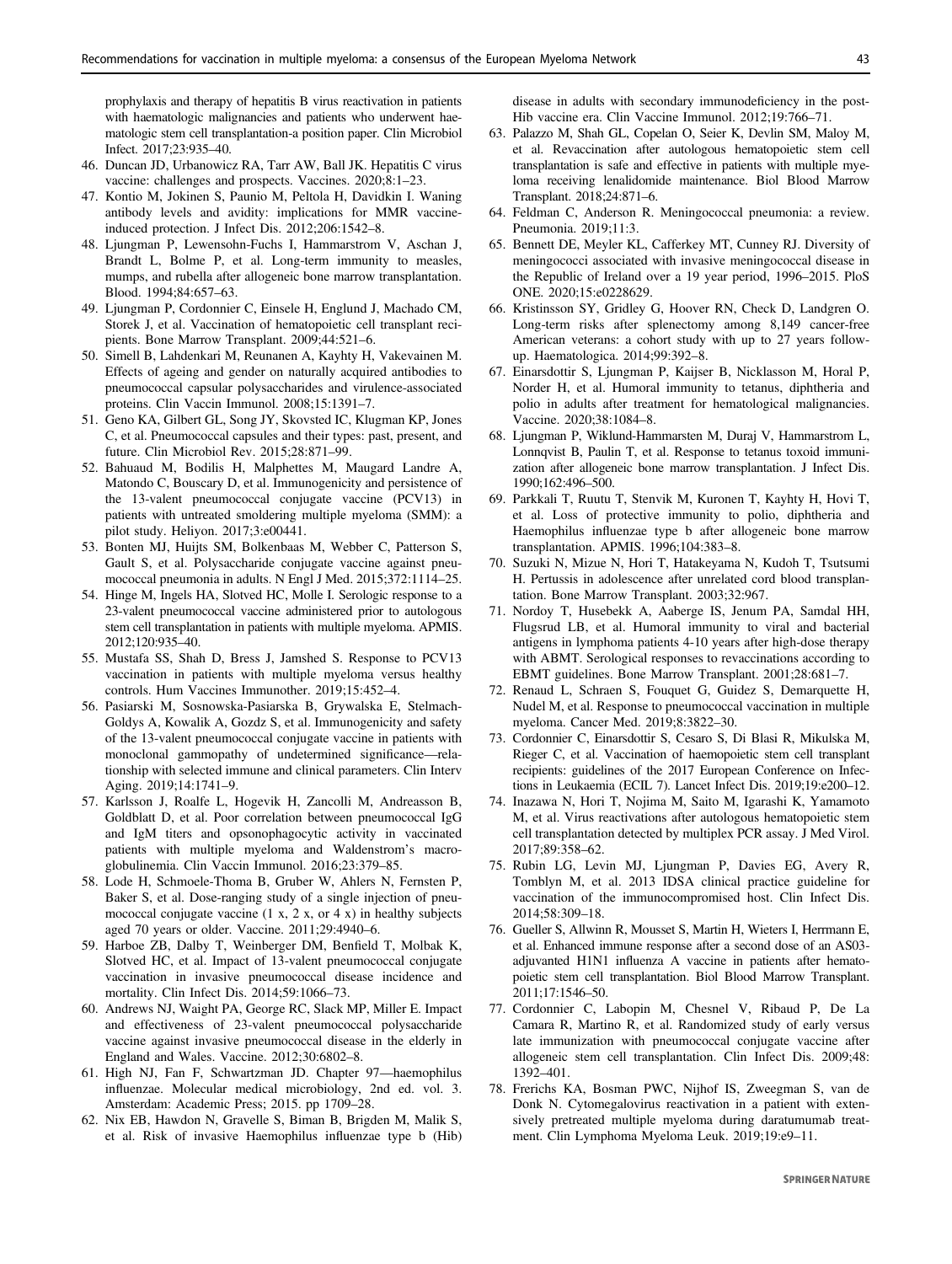prophylaxis and therapy of hepatitis B virus reactivation in patients with haematologic malignancies and patients who underwent haematologic stem cell transplantation-a position paper. Clin Microbiol Infect. 2017;23:935–40.

46. Duncan JD, Urbanowicz RA, Tarr AW, Ball JK. Hepatitis C virus vaccine: challenges and prospects. Vaccines. 2020;8:1–23.
47. Kontio M, Jokinen S, Paunio M, Peltola H, Davidkin I. Waning antibody levels and avidity: implications for MMR vaccine-induced protection. J Infect Dis. 2012;206:1542–8.
48. Ljungman P, Lewensohn-Fuchs I, Hammarstrom V, Aschan J, Brandt L, Bolme P, et al. Long-term immunity to measles, mumps, and rubella after allogeneic bone marrow transplantation. Blood. 1994;84:657–63.
49. Ljungman P, Cordonnier C, Einsele H, Englund J, Machado CM, Storek J, et al. Vaccination of hematopoietic cell transplant recipients. Bone Marrow Transplant. 2009;44:521–6.
50. Simell B, Lahdenkari M, Reunanen A, Kayhty H, Vakevainen M. Effects of ageing and gender on naturally acquired antibodies to pneumococcal capsular polysaccharides and virulence-associated proteins. Clin Vaccin Immunol. 2008;15:1391–7.
51. Geno KA, Gilbert GL, Song JY, Skovsted IC, Klugman KP, Jones C, et al. Pneumococcal capsules and their types: past, present, and future. Clin Microbiol Rev. 2015;28:871–99.
52. Bahuaud M, Bodilis H, Malphettes M, Maugard Landre A, Matondo C, Bouscary D, et al. Immunogenicity and persistence of the 13-valent pneumococcal conjugate vaccine (PCV13) in patients with untreated smoldering multiple myeloma (SMM): a pilot study. Heliyon. 2017;3:e00441.
53. Bonten MJ, Huijts SM, Bolkenbaas M, Webber C, Patterson S, Gault S, et al. Polysaccharide conjugate vaccine against pneumococcal pneumonia in adults. N Engl J Med. 2015;372:1114–25.
54. Hinge M, Ingels HA, Slotved HC, Molle I. Serologic response to a 23-valent pneumococcal vaccine administered prior to autologous stem cell transplantation in patients with multiple myeloma. APMIS. 2012;120:935–40.
55. Mustafa SS, Shah D, Bress J, Jamshed S. Response to PCV13 vaccination in patients with multiple myeloma versus healthy controls. Hum Vaccines Immunother. 2019;15:452–4.
56. Pasiarski M, Sosnowska-Pasiarska B, Grywalska E, Stelmach-Goldys A, Kowalik A, Gozdz S, et al. Immunogenicity and safety of the 13-valent pneumococcal conjugate vaccine in patients with monoclonal gammopathy of undetermined significance—relationship with selected immune and clinical parameters. Clin Interv Aging. 2019;14:1741–9.
57. Karlsson J, Roalfe L, Hogevik H, Zancolli M, Andreasson B, Goldblatt D, et al. Poor correlation between pneumococcal IgG and IgM titers and opsonophagocytic activity in vaccinated patients with multiple myeloma and Waldenstrom's macroglobulinemia. Clin Vaccin Immunol. 2016;23:379–85.
58. Lode H, Schmoele-Thoma B, Gruber W, Ahlers N, Fernsten P, Baker S, et al. Dose-ranging study of a single injection of pneumococcal conjugate vaccine (1 x, 2 x, or 4 x) in healthy subjects aged 70 years or older. Vaccine. 2011;29:4940–6.
59. Harboe ZB, Dalby T, Weinberger DM, Benfield T, Molbak K, Slotved HC, et al. Impact of 13-valent pneumococcal conjugate vaccination in invasive pneumococcal disease incidence and mortality. Clin Infect Dis. 2014;59:1066–73.
60. Andrews NJ, Waight PA, George RC, Slack MP, Miller E. Impact and effectiveness of 23-valent pneumococcal polysaccharide vaccine against invasive pneumococcal disease in the elderly in England and Wales. Vaccine. 2012;30:6802–8.
61. High NJ, Fan F, Schwartzman JD. Chapter 97—haemophilus influenzae. Molecular medical microbiology, 2nd ed. vol. 3. Amsterdam: Academic Press; 2015. pp 1709–28.
62. Nix EB, Hawdon N, Gravelle S, Biman B, Brigden M, Malik S, et al. Risk of invasive Haemophilus influenzae type b (Hib) disease in adults with secondary immunodeficiency in the post-Hib vaccine era. Clin Vaccine Immunol. 2012;19:766–71.
63. Palazzo M, Shah GL, Copelan O, Seier K, Devlin SM, Maloy M, et al. Revaccination after autologous hematopoietic stem cell transplantation is safe and effective in patients with multiple myeloma receiving lenalidomide maintenance. Biol Blood Marrow Transplant. 2018;24:871–6.
64. Feldman C, Anderson R. Meningococcal pneumonia: a review. Pneumonia. 2019;11:3.
65. Bennett DE, Meyler KL, Cafferkey MT, Cunney RJ. Diversity of meningococci associated with invasive meningococcal disease in the Republic of Ireland over a 19 year period, 1996–2015. PloS ONE. 2020;15:e0228629.
66. Kristinsson SY, Gridley G, Hoover RN, Check D, Landgren O. Long-term risks after splenectomy among 8,149 cancer-free American veterans: a cohort study with up to 27 years follow-up. Haematologica. 2014;99:392–8.
67. Einarsdottir S, Ljungman P, Kaijser B, Nicklasson M, Horal P, Norder H, et al. Humoral immunity to tetanus, diphtheria and polio in adults after treatment for hematological malignancies. Vaccine. 2020;38:1084–8.
68. Ljungman P, Wiklund-Hammarsten M, Duraj V, Hammarstrom L, Lonnqvist B, Paulin T, et al. Response to tetanus toxoid immunization after allogeneic bone marrow transplantation. J Infect Dis. 1990;162:496–500.
69. Parkkali T, Ruutu T, Stenvik M, Kuronen T, Kayhty H, Hovi T, et al. Loss of protective immunity to polio, diphtheria and Haemophilus influenzae type b after allogeneic bone marrow transplantation. APMIS. 1996;104:383–8.
70. Suzuki N, Mizue N, Hori T, Hatakeyama N, Kudoh T, Tsutsumi H. Pertussis in adolescence after unrelated cord blood transplantation. Bone Marrow Transplant. 2003;32:967.
71. Nordoy T, Husebekk A, Aaberge IS, Jenum PA, Samdal HH, Flugsrud LB, et al. Humoral immunity to viral and bacterial antigens in lymphoma patients 4-10 years after high-dose therapy with ABMT. Serological responses to revaccinations according to EBMT guidelines. Bone Marrow Transplant. 2001;28:681–7.
72. Renaud L, Schraen S, Fouquet G, Guidez S, Demarquette H, Nudel M, et al. Response to pneumococcal vaccination in multiple myeloma. Cancer Med. 2019;8:3822–30.
73. Cordonnier C, Einarsdottir S, Cesaro S, Di Blasi R, Mikulska M, Rieger C, et al. Vaccination of haemopoietic stem cell transplant recipients: guidelines of the 2017 European Conference on Infections in Leukaemia (ECIL 7). Lancet Infect Dis. 2019;19:e200–12.
74. Inazawa N, Hori T, Nojima M, Saito M, Igarashi K, Yamamoto M, et al. Virus reactivations after autologous hematopoietic stem cell transplantation detected by multiplex PCR assay. J Med Virol. 2017;89:358–62.
75. Rubin LG, Levin MJ, Ljungman P, Davies EG, Avery R, Tomblyn M, et al. 2013 IDSA clinical practice guideline for vaccination of the immunocompromised host. Clin Infect Dis. 2014;58:309–18.
76. Gueller S, Allwinn R, Mousset S, Martin H, Wieters I, Herrmann E, et al. Enhanced immune response after a second dose of an AS03-adjuvanted H1N1 influenza A vaccine in patients after hematopoietic stem cell transplantation. Biol Blood Marrow Transplant. 2011;17:1546–50.
77. Cordonnier C, Labopin M, Chesnel V, Ribaud P, De La Camara R, Martino R, et al. Randomized study of early versus late immunization with pneumococcal conjugate vaccine after allogeneic stem cell transplantation. Clin Infect Dis. 2009;48: 1392–401.
78. Frerichs KA, Bosman PWC, Nijhof IS, Zweegman S, van de Donk N. Cytomegalovirus reactivation in a patient with extensively pretreated multiple myeloma during daratumumab treatment. Clin Lymphoma Myeloma Leuk. 2019;19:e9–11.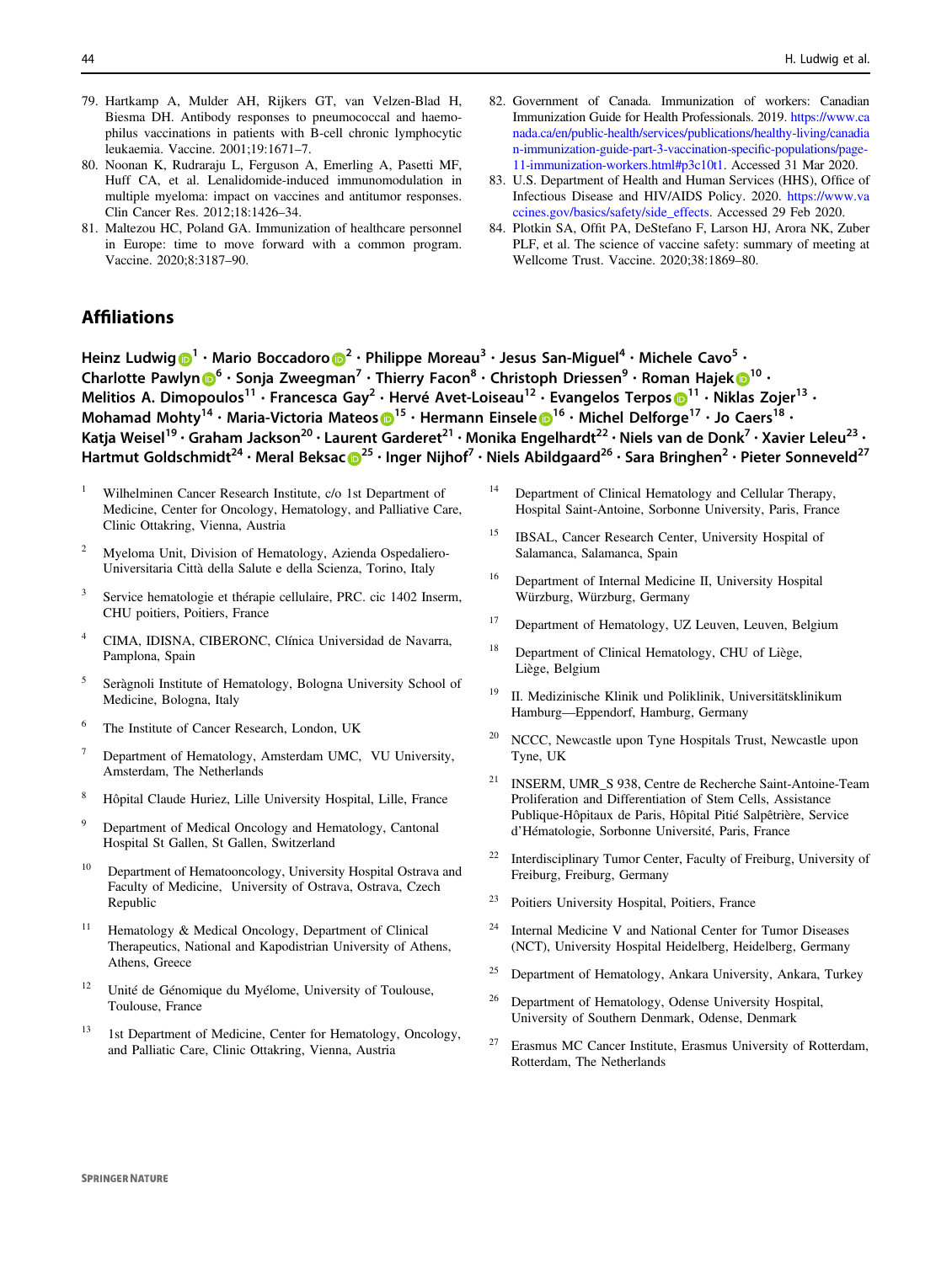79. Hartkamp A, Mulder AH, Rijkers GT, van Velzen-Blad H, Biesma DH. Antibody responses to pneumococcal and haemophilus vaccinations in patients with B-cell chronic lymphocytic leukaemia. Vaccine. 2001;19:1671–7.
80. Noonan K, Rudraraju L, Ferguson A, Emerling A, Pasetti MF, Huff CA, et al. Lenalidomide-induced immunomodulation in multiple myeloma: impact on vaccines and antitumor responses. Clin Cancer Res. 2012;18:1426–34.
81. Maltezou HC, Poland GA. Immunization of healthcare personnel in Europe: time to move forward with a common program. Vaccine. 2020;8:3187–90.
82. Government of Canada. Immunization of workers: Canadian Immunization Guide for Health Professionals. 2019. https://www.canada.ca/en/public-health/services/publications/healthy-living/canadian-immunization-guide-part-3-vaccination-specific-populations/page-11-immunization-workers.html#p3c10t1. Accessed 31 Mar 2020.
83. U.S. Department of Health and Human Services (HHS), Office of Infectious Disease and HIV/AIDS Policy. 2020. https://www.vaccines.gov/basics/safety/side_effects. Accessed 29 Feb 2020.
84. Plotkin SA, Offit PA, DeStefano F, Larson HJ, Arora NK, Zuber PLF, et al. The science of vaccine safety: summary of meeting at Wellcome Trust. Vaccine. 2020;38:1869–80.

## Affiliations

**Heinz Ludwig[1] · Mario Boccadoro[2] · Philippe Moreau[3] · Jesus San-Miguel[4] · Michele Cavo[5] · Charlotte Pawlyn[6] · Sonja Zweegman[7] · Thierry Facon[8] · Christoph Driessen[9] · Roman Hajek[10] · Melitios A. Dimopoulos[11] · Francesca Gay[2] · Hervé Avet-Loiseau[12] · Evangelos Terpos[11] · Niklas Zojer[13] · Mohamad Mohty[14] · Maria-Victoria Mateos[15] · Hermann Einsele[16] · Michel Delforge[17] · Jo Caers[18] · Katja Weisel[19] · Graham Jackson[20] · Laurent Garderet[21] · Monika Engelhardt[22] · Niels van de Donk[7] · Xavier Leleu[23] · Hartmut Goldschmidt[24] · Meral Beksac[25] · Inger Nijhof[7] · Niels Abildgaard[26] · Sara Bringhen[2] · Pieter Sonneveld[27]**

1. Wilhelminen Cancer Research Institute, c/o 1st Department of Medicine, Center for Oncology, Hematology, and Palliative Care, Clinic Ottakring, Vienna, Austria
2. Myeloma Unit, Division of Hematology, Azienda Ospedaliero-Universitaria Città della Salute e della Scienza, Torino, Italy
3. Service hematologie et thérapie cellulaire, PRC. cic 1402 Inserm, CHU poitiers, Poitiers, France
4. CIMA, IDISNA, CIBERONC, Clínica Universidad de Navarra, Pamplona, Spain
5. Seràgnoli Institute of Hematology, Bologna University School of Medicine, Bologna, Italy
6. The Institute of Cancer Research, London, UK
7. Department of Hematology, Amsterdam UMC, VU University, Amsterdam, The Netherlands
8. Hôpital Claude Huriez, Lille University Hospital, Lille, France
9. Department of Medical Oncology and Hematology, Cantonal Hospital St Gallen, St Gallen, Switzerland
10. Department of Hematooncology, University Hospital Ostrava and Faculty of Medicine, University of Ostrava, Ostrava, Czech Republic
11. Hematology & Medical Oncology, Department of Clinical Therapeutics, National and Kapodistrian University of Athens, Athens, Greece
12. Unité de Génomique du Myélome, University of Toulouse, Toulouse, France
13. 1st Department of Medicine, Center for Hematology, Oncology, and Palliative Care, Clinic Ottakring, Vienna, Austria
14. Department of Clinical Hematology and Cellular Therapy, Hospital Saint-Antoine, Sorbonne University, Paris, France
15. IBSAL, Cancer Research Center, University Hospital of Salamanca, Salamanca, Spain
16. Department of Internal Medicine II, University Hospital Würzburg, Würzburg, Germany
17. Department of Hematology, UZ Leuven, Leuven, Belgium
18. Department of Clinical Hematology, CHU of Liège, Liège, Belgium
19. II. Medizinische Klinik und Poliklinik, Universitätsklinikum Hamburg—Eppendorf, Hamburg, Germany
20. NCCC, Newcastle upon Tyne Hospitals Trust, Newcastle upon Tyne, UK
21. INSERM, UMR_S 938, Centre de Recherche Saint-Antoine-Team Proliferation and Differentiation of Stem Cells, Assistance Publique-Hôpitaux de Paris, Hôpital Pitié Salpêtrière, Service d'Hématologie, Sorbonne Université, Paris, France
22. Interdisciplinary Tumor Center, Faculty of Freiburg, University of Freiburg, Freiburg, Germany
23. Poitiers University Hospital, Poitiers, France
24. Internal Medicine V and National Center for Tumor Diseases (NCT), University Hospital Heidelberg, Heidelberg, Germany
25. Department of Hematology, Ankara University, Ankara, Turkey
26. Department of Hematology, Odense University Hospital, University of Southern Denmark, Odense, Denmark
27. Erasmus MC Cancer Institute, Erasmus University of Rotterdam, Rotterdam, The Netherlands